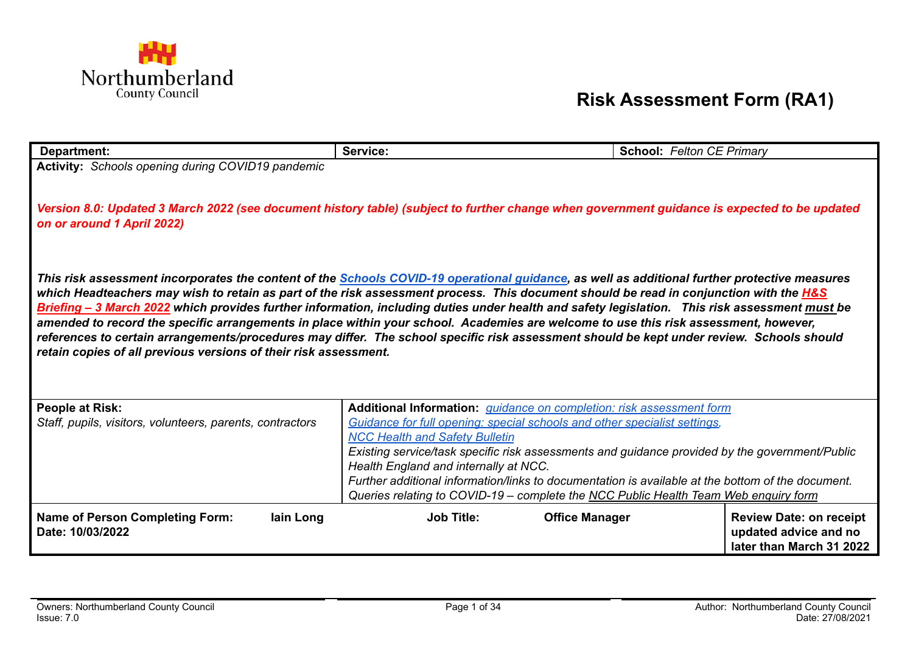Northumberland
County Council

# Risk Assessment Form (RA1)

| **Department:** | **Service:** | **School:** *Felton CE Primary* |
|---|---|---|

**Activity:** *Schools opening during COVID19 pandemic*

***Version 8.0: Updated 3 March 2022 (see document history table) (subject to further change when government guidance is expected to be updated on or around 1 April 2022)***

***This risk assessment incorporates the content of the [Schools COVID-19 operational guidance](), as well as additional further protective measures which Headteachers may wish to retain as part of the risk assessment process. This document should be read in conjunction with the [H&S Briefing – 3 March 2022]() which provides further information, including duties under health and safety legislation. This risk assessment must be amended to record the specific arrangements in place within your school. Academies are welcome to use this risk assessment, however, references to certain arrangements/procedures may differ. The school specific risk assessment should be kept under review. Schools should retain copies of all previous versions of their risk assessment.***

| **People at Risk:** | **Additional Information:** |
|---|---|
| *Staff, pupils, visitors, volunteers, parents, contractors* | *[guidance on completion: risk assessment form]()* <br> *[Guidance for full opening: special schools and other specialist settings]()*, <br> *[NCC Health and Safety Bulletin]()* <br> *Existing service/task specific risk assessments and guidance provided by the government/Public Health England and internally at NCC.* <br> *Further additional information/links to documentation is available at the bottom of the document.* <br> *Queries relating to COVID-19 – complete the NCC Public Health Team Web enquiry form* |

| **Name of Person Completing Form:** **Iain Long** <br> **Date: 10/03/2022** | **Job Title:** **Office Manager** | **Review Date: on receipt updated advice and no later than March 31 2022** |
|---|---|---|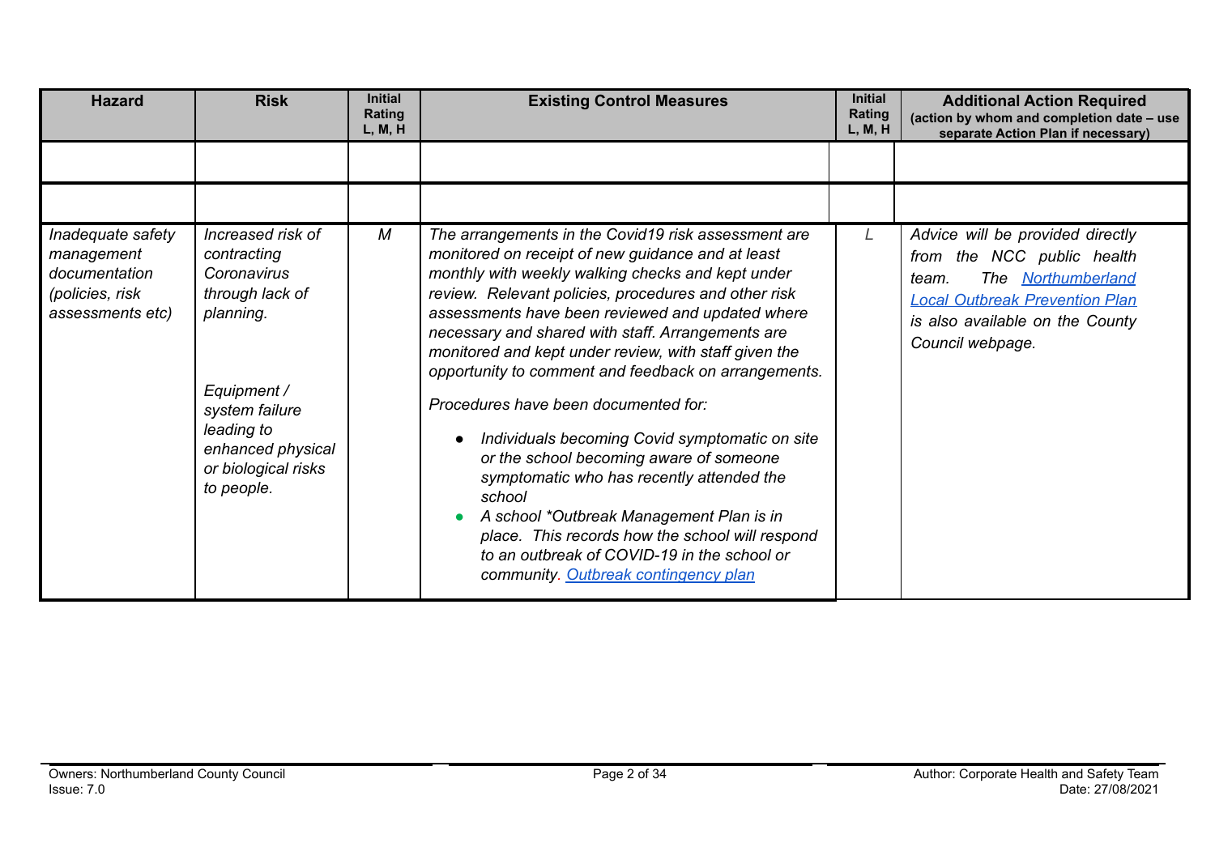| Hazard | Risk | Initial Rating L, M, H | Existing Control Measures | Initial Rating L, M, H | Additional Action Required (action by whom and completion date – use separate Action Plan if necessary) |
|---|---|---|---|---|---|
| | | | | | |
| | | | | | |
| *Inadequate safety management documentation (policies, risk assessments etc)* | *Increased risk of contracting Coronavirus through lack of planning.*<br><br>*Equipment / system failure leading to enhanced physical or biological risks to people.* | *M* | *The arrangements in the Covid19 risk assessment are monitored on receipt of new guidance and at least monthly with weekly walking checks and kept under review. Relevant policies, procedures and other risk assessments have been reviewed and updated where necessary and shared with staff. Arrangements are monitored and kept under review, with staff given the opportunity to comment and feedback on arrangements.*<br><br>*Procedures have been documented for:*<br>• *Individuals becoming Covid symptomatic on site or the school becoming aware of someone symptomatic who has recently attended the school*<br>• *A school \*Outbreak Management Plan is in place. This records how the school will respond to an outbreak of COVID-19 in the school or community. Outbreak contingency plan* | *L* | *Advice will be provided directly from the NCC public health team. The Northumberland Local Outbreak Prevention Plan is also available on the County Council webpage.* |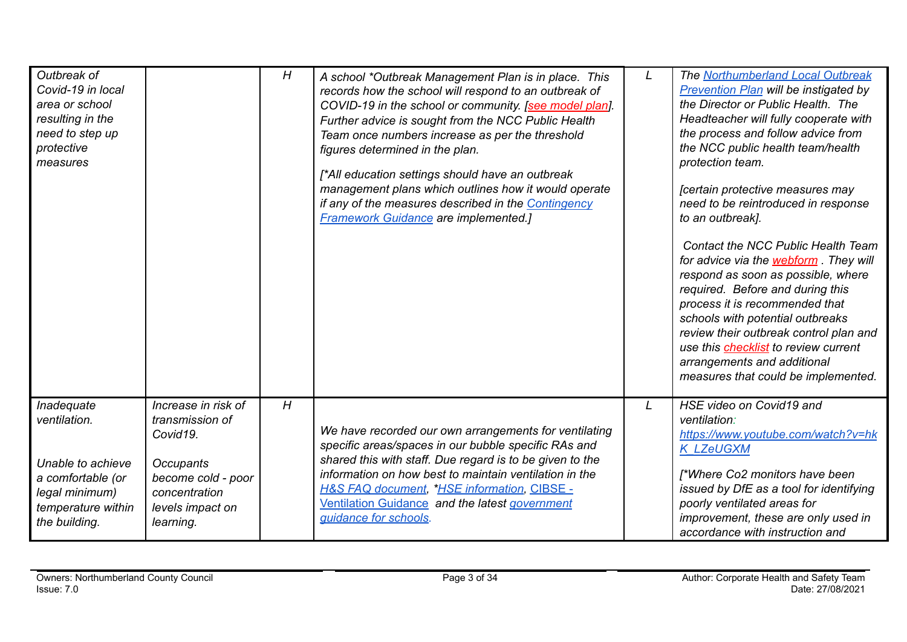| | | | | | |
|---|---|---|---|---|---|
| *Outbreak of Covid-19 in local area or school resulting in the need to step up protective measures* | | *H* | *A school *Outbreak Management Plan is in place. This records how the school will respond to an outbreak of COVID-19 in the school or community. [see model plan]. Further advice is sought from the NCC Public Health Team once numbers increase as per the threshold figures determined in the plan.*<br><br>*[*All education settings should have an outbreak management plans which outlines how it would operate if any of the measures described in the Contingency Framework Guidance are implemented.]* | *L* | *The Northumberland Local Outbreak Prevention Plan will be instigated by the Director or Public Health. The Headteacher will fully cooperate with the process and follow advice from the NCC public health team/health protection team.*<br><br>*[certain protective measures may need to be reintroduced in response to an outbreak].*<br><br>*Contact the NCC Public Health Team for advice via the webform . They will respond as soon as possible, where required. Before and during this process it is recommended that schools with potential outbreaks review their outbreak control plan and use this checklist to review current arrangements and additional measures that could be implemented.* |
| *Inadequate ventilation.*<br><br>*Unable to achieve a comfortable (or legal minimum) temperature within the building.* | *Increase in risk of transmission of Covid19.*<br><br>*Occupants become cold - poor concentration levels impact on learning.* | *H* | *We have recorded our own arrangements for ventilating specific areas/spaces in our bubble specific RAs and shared this with staff. Due regard is to be given to the information on how best to maintain ventilation in the H&S FAQ document, *HSE information, CIBSE - Ventilation Guidance and the latest government guidance for schools.* | *L* | *HSE video on Covid19 and ventilation:*<br>*https://www.youtube.com/watch?v=hkK_LZeUGXM*<br><br>*[*Where Co2 monitors have been issued by DfE as a tool for identifying poorly ventilated areas for improvement, these are only used in accordance with instruction and* |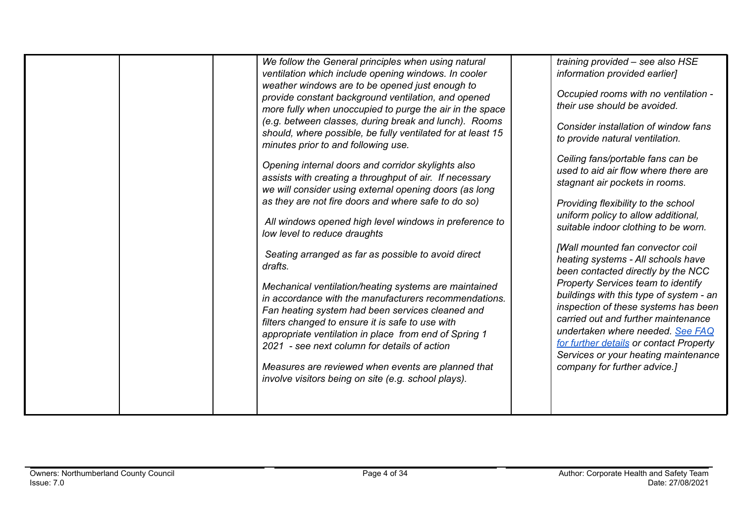| | | | | | |
|---|---|---|---|---|---|
| | | | *We follow the General principles when using natural ventilation which include opening windows. In cooler weather windows are to be opened just enough to provide constant background ventilation, and opened more fully when unoccupied to purge the air in the space (e.g. between classes, during break and lunch). Rooms should, where possible, be fully ventilated for at least 15 minutes prior to and following use.*<br><br>*Opening internal doors and corridor skylights also assists with creating a throughput of air. If necessary we will consider using external opening doors (as long as they are not fire doors and where safe to do so)*<br><br>*All windows opened high level windows in preference to low level to reduce draughts*<br><br>*Seating arranged as far as possible to avoid direct drafts.*<br><br>*Mechanical ventilation/heating systems are maintained in accordance with the manufacturers recommendations. Fan heating system had been services cleaned and filters changed to ensure it is safe to use with appropriate ventilation in place from end of Spring 1 2021 - see next column for details of action*<br><br>*Measures are reviewed when events are planned that involve visitors being on site (e.g. school plays).* | | *training provided – see also HSE information provided earlier]*<br><br>*Occupied rooms with no ventilation - their use should be avoided.*<br><br>*Consider installation of window fans to provide natural ventilation.*<br><br>*Ceiling fans/portable fans can be used to aid air flow where there are stagnant air pockets in rooms.*<br><br>*Providing flexibility to the school uniform policy to allow additional, suitable indoor clothing to be worn.*<br><br>*[Wall mounted fan convector coil heating systems - All schools have been contacted directly by the NCC Property Services team to identify buildings with this type of system - an inspection of these systems has been carried out and further maintenance undertaken where needed. See FAQ for further details or contact Property Services or your heating maintenance company for further advice.]* |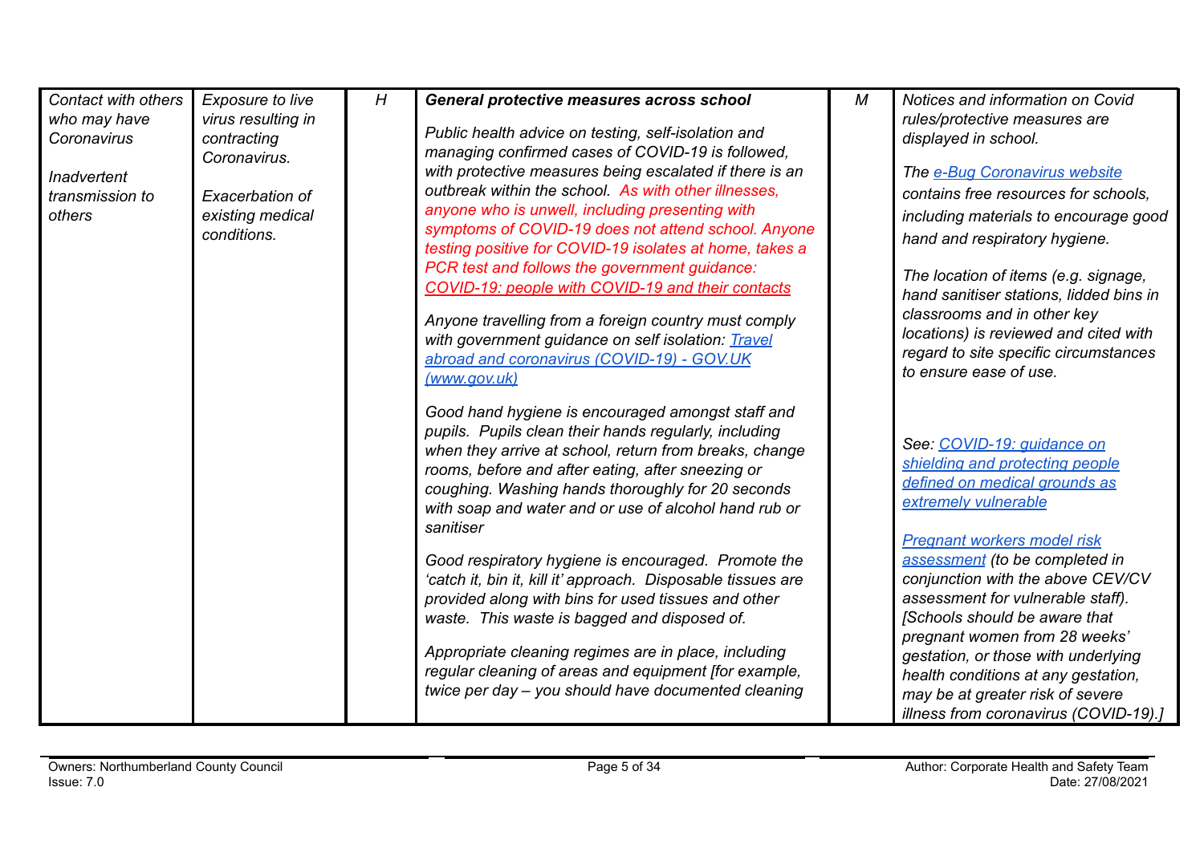| | | | | | |
|---|---|---|---|---|---|
| *Contact with others who may have Coronavirus*<br><br>*Inadvertent transmission to others* | *Exposure to live virus resulting in contracting Coronavirus.*<br><br>*Exacerbation of existing medical conditions.* | *H* | ***General protective measures across school***<br><br>*Public health advice on testing, self-isolation and managing confirmed cases of COVID-19 is followed, with protective measures being escalated if there is an outbreak within the school. As with other illnesses, anyone who is unwell, including presenting with symptoms of COVID-19 does not attend school. Anyone testing positive for COVID-19 isolates at home, takes a PCR test and follows the government guidance: COVID-19: people with COVID-19 and their contacts*<br><br>*Anyone travelling from a foreign country must comply with government guidance on self isolation: Travel abroad and coronavirus (COVID-19) - GOV.UK (www.gov.uk)*<br><br>*Good hand hygiene is encouraged amongst staff and pupils. Pupils clean their hands regularly, including when they arrive at school, return from breaks, change rooms, before and after eating, after sneezing or coughing. Washing hands thoroughly for 20 seconds with soap and water and or use of alcohol hand rub or sanitiser*<br><br>*Good respiratory hygiene is encouraged. Promote the 'catch it, bin it, kill it' approach. Disposable tissues are provided along with bins for used tissues and other waste. This waste is bagged and disposed of.*<br><br>*Appropriate cleaning regimes are in place, including regular cleaning of areas and equipment [for example, twice per day – you should have documented cleaning* | *M* | *Notices and information on Covid rules/protective measures are displayed in school.*<br><br>*The e-Bug Coronavirus website contains free resources for schools, including materials to encourage good hand and respiratory hygiene.*<br><br>*The location of items (e.g. signage, hand sanitiser stations, lidded bins in classrooms and in other key locations) is reviewed and cited with regard to site specific circumstances to ensure ease of use.*<br><br>*See: COVID-19: guidance on shielding and protecting people defined on medical grounds as extremely vulnerable*<br><br>*Pregnant workers model risk assessment (to be completed in conjunction with the above CEV/CV assessment for vulnerable staff). [Schools should be aware that pregnant women from 28 weeks' gestation, or those with underlying health conditions at any gestation, may be at greater risk of severe illness from coronavirus (COVID-19).]* |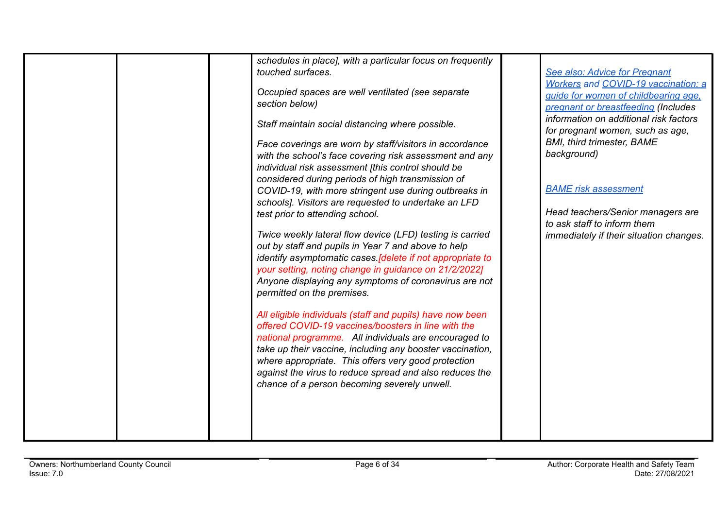| | | | | | |
|---|---|---|---|---|---|
| | | | *schedules in place], with a particular focus on frequently touched surfaces.*<br><br>*Occupied spaces are well ventilated (see separate section below)*<br><br>*Staff maintain social distancing where possible.*<br><br>*Face coverings are worn by staff/visitors in accordance with the school's face covering risk assessment and any individual risk assessment [this control should be considered during periods of high transmission of COVID-19, with more stringent use during outbreaks in schools]. Visitors are requested to undertake an LFD test prior to attending school.*<br><br>*Twice weekly lateral flow device (LFD) testing is carried out by staff and pupils in Year 7 and above to help identify asymptomatic cases.[delete if not appropriate to your setting, noting change in guidance on 21/2/2022] Anyone displaying any symptoms of coronavirus are not permitted on the premises.*<br><br>*All eligible individuals (staff and pupils) have now been offered COVID-19 vaccines/boosters in line with the national programme. All individuals are encouraged to take up their vaccine, including any booster vaccination, where appropriate. This offers very good protection against the virus to reduce spread and also reduces the chance of a person becoming severely unwell.* | | *See also: Advice for Pregnant Workers and COVID-19 vaccination: a guide for women of childbearing age, pregnant or breastfeeding (Includes information on additional risk factors for pregnant women, such as age, BMI, third trimester, BAME background)*<br><br>*BAME risk assessment*<br><br>*Head teachers/Senior managers are to ask staff to inform them immediately if their situation changes.* |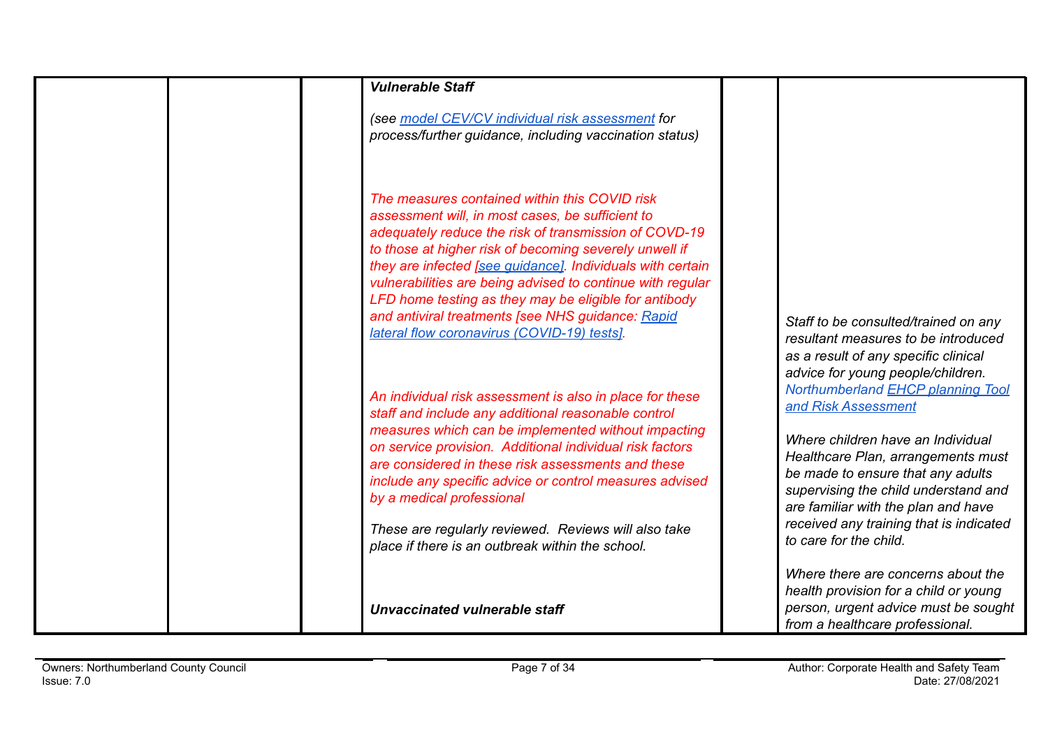| | | | | | |
|---|---|---|---|---|---|
| | | | ***Vulnerable Staff***<br><br>*(see model CEV/CV individual risk assessment for process/further guidance, including vaccination status)*<br><br>*The measures contained within this COVID risk assessment will, in most cases, be sufficient to adequately reduce the risk of transmission of COVD-19 to those at higher risk of becoming severely unwell if they are infected [see guidance]. Individuals with certain vulnerabilities are being advised to continue with regular LFD home testing as they may be eligible for antibody and antiviral treatments [see NHS guidance: Rapid lateral flow coronavirus (COVID-19) tests].*<br><br>*An individual risk assessment is also in place for these staff and include any additional reasonable control measures which can be implemented without impacting on service provision. Additional individual risk factors are considered in these risk assessments and these include any specific advice or control measures advised by a medical professional*<br><br>*These are regularly reviewed. Reviews will also take place if there is an outbreak within the school.*<br><br>***Unvaccinated vulnerable staff*** | | *Staff to be consulted/trained on any resultant measures to be introduced as a result of any specific clinical advice for young people/children.*<br>*Northumberland EHCP planning Tool and Risk Assessment*<br><br>*Where children have an Individual Healthcare Plan, arrangements must be made to ensure that any adults supervising the child understand and are familiar with the plan and have received any training that is indicated to care for the child.*<br><br>*Where there are concerns about the health provision for a child or young person, urgent advice must be sought from a healthcare professional.* |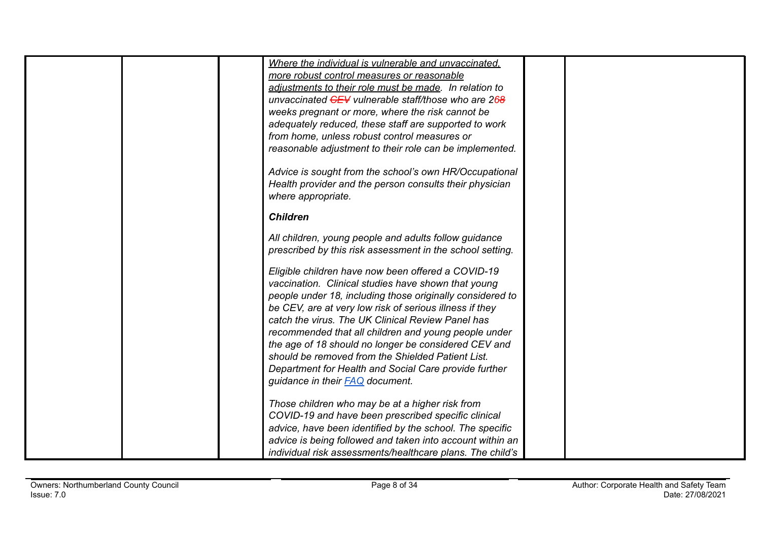| | | | | | |
|---|---|---|---|---|---|
| | | | *<u>Where the individual is vulnerable and unvaccinated, more robust control measures or reasonable adjustments to their role must be made</u>. In relation to unvaccinated ~~CEV~~ vulnerable staff/those who are 2~~6~~8 weeks pregnant or more, where the risk cannot be adequately reduced, these staff are supported to work from home, unless robust control measures or reasonable adjustment to their role can be implemented.*<br><br>*Advice is sought from the school's own HR/Occupational Health provider and the person consults their physician where appropriate.*<br><br>***Children***<br><br>*All children, young people and adults follow guidance prescribed by this risk assessment in the school setting.*<br><br>*Eligible children have now been offered a COVID-19 vaccination. Clinical studies have shown that young people under 18, including those originally considered to be CEV, are at very low risk of serious illness if they catch the virus. The UK Clinical Review Panel has recommended that all children and young people under the age of 18 should no longer be considered CEV and should be removed from the Shielded Patient List. Department for Health and Social Care provide further guidance in their [FAQ] document.*<br><br>*Those children who may be at a higher risk from COVID-19 and have been prescribed specific clinical advice, have been identified by the school. The specific advice is being followed and taken into account within an individual risk assessments/healthcare plans. The child's* | | |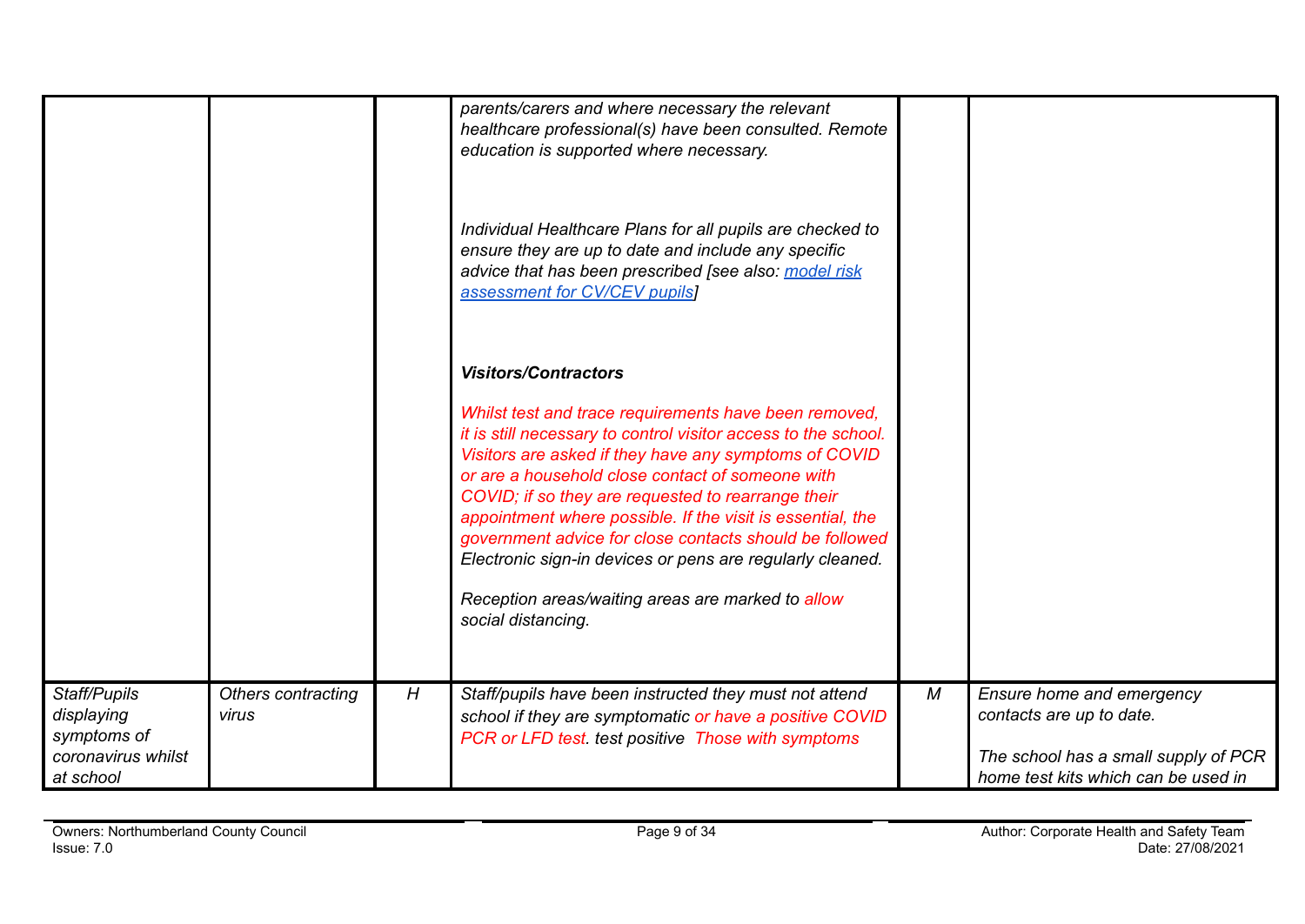| | | | | | |
|---|---|---|---|---|---|
| | | | *parents/carers and where necessary the relevant healthcare professional(s) have been consulted. Remote education is supported where necessary.*<br><br>*Individual Healthcare Plans for all pupils are checked to ensure they are up to date and include any specific advice that has been prescribed [see also: model risk assessment for CV/CEV pupils]*<br><br>***Visitors/Contractors***<br><br>*Whilst test and trace requirements have been removed, it is still necessary to control visitor access to the school. Visitors are asked if they have any symptoms of COVID or are a household close contact of someone with COVID; if so they are requested to rearrange their appointment where possible. If the visit is essential, the government advice for close contacts should be followed Electronic sign-in devices or pens are regularly cleaned.*<br><br>*Reception areas/waiting areas are marked to allow social distancing.* | | |
| *Staff/Pupils displaying symptoms of coronavirus whilst at school* | *Others contracting virus* | *H* | *Staff/pupils have been instructed they must not attend school if they are symptomatic or have a positive COVID PCR or LFD test. test positive Those with symptoms* | *M* | *Ensure home and emergency contacts are up to date.*<br><br>*The school has a small supply of PCR home test kits which can be used in* |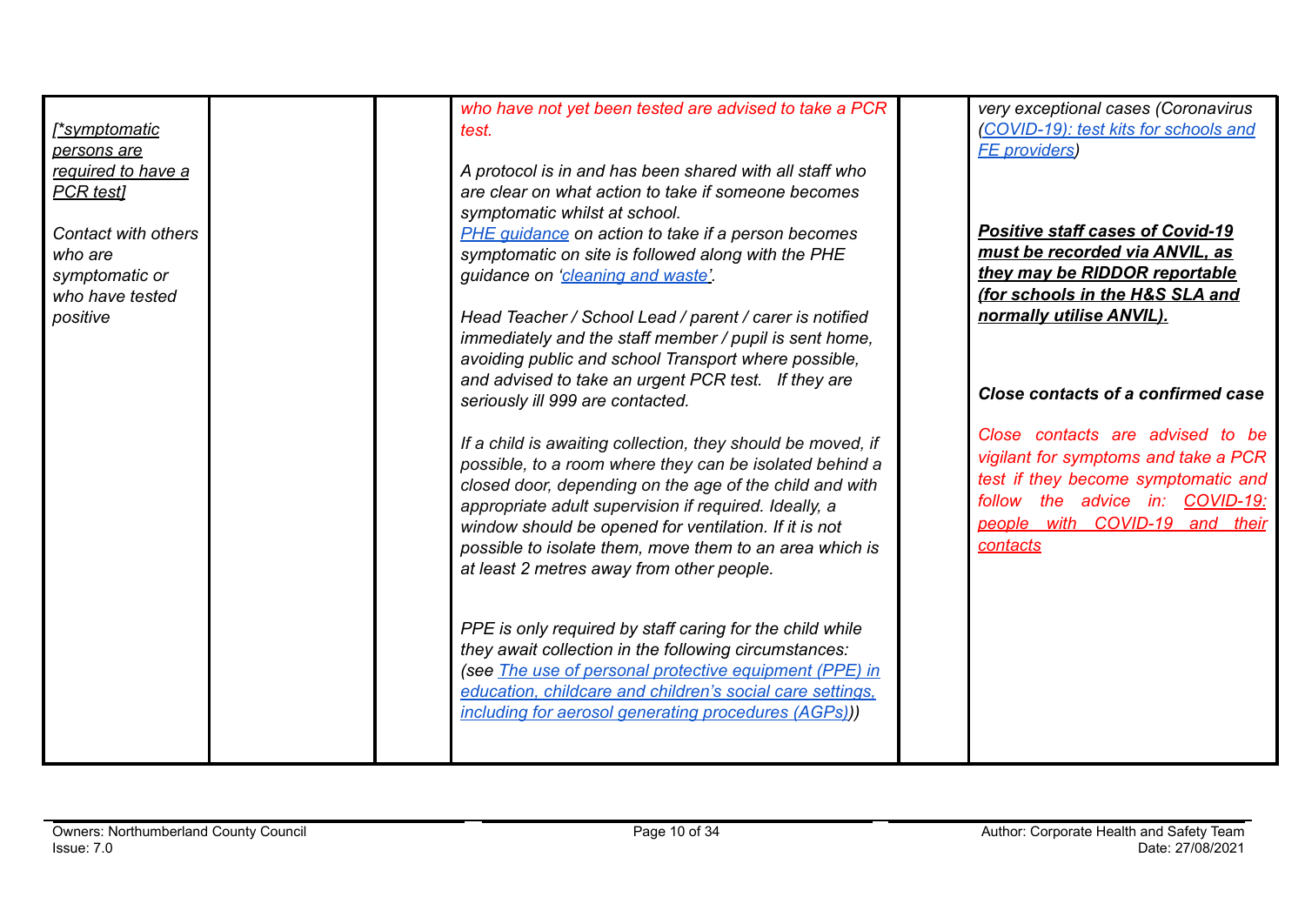| | | | | | |
|---|---|---|---|---|---|
| *[\*symptomatic persons are required to have a PCR test]*<br><br>*Contact with others who are symptomatic or who have tested positive* | | | *who have not yet been tested are advised to take a PCR test.*<br><br>*A protocol is in and has been shared with all staff who are clear on what action to take if someone becomes symptomatic whilst at school.*<br>*PHE guidance on action to take if a person becomes symptomatic on site is followed along with the PHE guidance on 'cleaning and waste'.*<br><br>*Head Teacher / School Lead / parent / carer is notified immediately and the staff member / pupil is sent home, avoiding public and school Transport where possible, and advised to take an urgent PCR test. If they are seriously ill 999 are contacted.*<br><br>*If a child is awaiting collection, they should be moved, if possible, to a room where they can be isolated behind a closed door, depending on the age of the child and with appropriate adult supervision if required. Ideally, a window should be opened for ventilation. If it is not possible to isolate them, move them to an area which is at least 2 metres away from other people.*<br><br>*PPE is only required by staff caring for the child while they await collection in the following circumstances: (see The use of personal protective equipment (PPE) in education, childcare and children's social care settings, including for aerosol generating procedures (AGPs))* | | *very exceptional cases (Coronavirus (COVID-19): test kits for schools and FE providers)*<br><br>***Positive staff cases of Covid-19 must be recorded via ANVIL, as they may be RIDDOR reportable (for schools in the H&S SLA and normally utilise ANVIL).***<br><br>***Close contacts of a confirmed case***<br><br>*Close contacts are advised to be vigilant for symptoms and take a PCR test if they become symptomatic and follow the advice in: COVID-19: people with COVID-19 and their contacts* |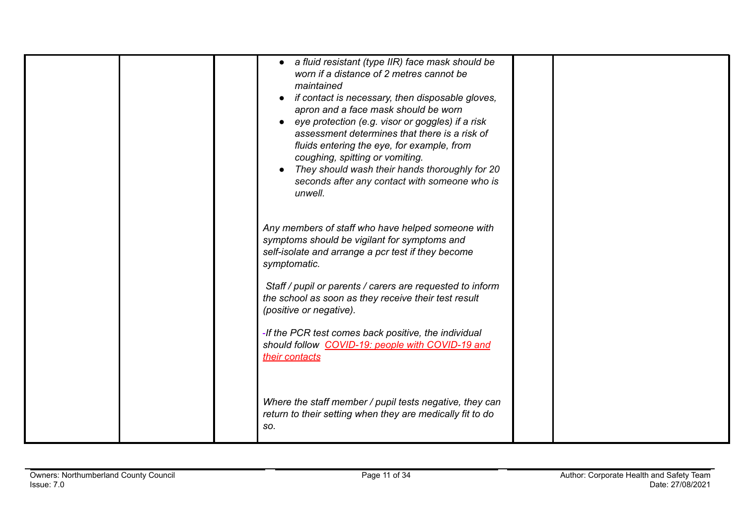| | | | | | |
|---|---|---|---|---|---|
| | | | <ul><li>*a fluid resistant (type IIR) face mask should be worn if a distance of 2 metres cannot be maintained*</li><li>*if contact is necessary, then disposable gloves, apron and a face mask should be worn*</li><li>*eye protection (e.g. visor or goggles) if a risk assessment determines that there is a risk of fluids entering the eye, for example, from coughing, spitting or vomiting.*</li><li>*They should wash their hands thoroughly for 20 seconds after any contact with someone who is unwell.*</li></ul><br>*Any members of staff who have helped someone with symptoms should be vigilant for symptoms and self-isolate and arrange a pcr test if they become symptomatic.*<br><br>*Staff / pupil or parents / carers are requested to inform the school as soon as they receive their test result (positive or negative).*<br><br>*-If the PCR test comes back positive, the individual should follow [COVID-19: people with COVID-19 and their contacts]*<br><br>*Where the staff member / pupil tests negative, they can return to their setting when they are medically fit to do so.* | | |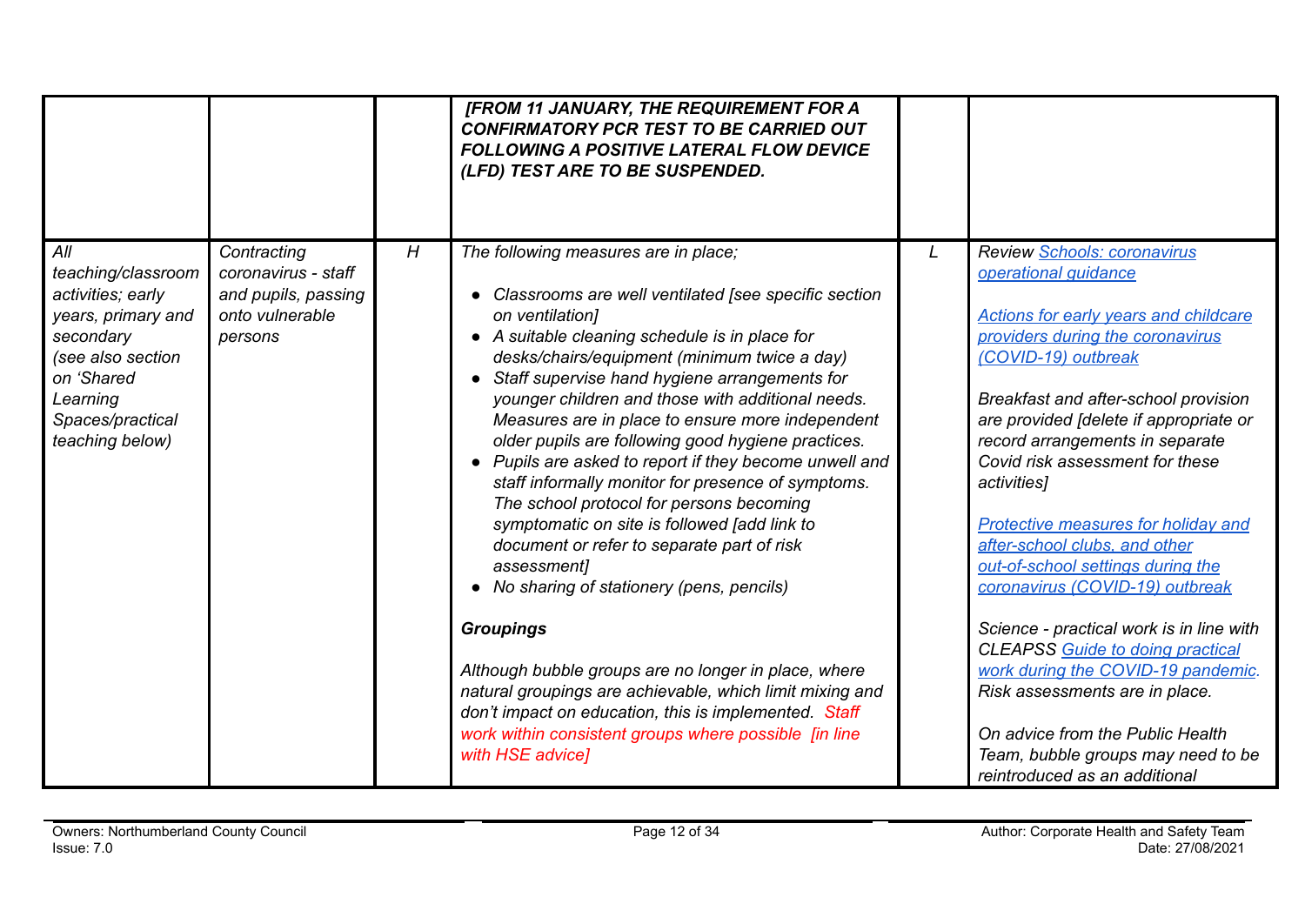| | | | | | |
|---|---|---|---|---|---|
| | | | ***[FROM 11 JANUARY, THE REQUIREMENT FOR A CONFIRMATORY PCR TEST TO BE CARRIED OUT FOLLOWING A POSITIVE LATERAL FLOW DEVICE (LFD) TEST ARE TO BE SUSPENDED.*** | | |
| *All teaching/classroom activities; early years, primary and secondary (see also section on 'Shared Learning Spaces/practical teaching below)* | *Contracting coronavirus - staff and pupils, passing onto vulnerable persons* | *H* | *The following measures are in place;*<br><br>• *Classrooms are well ventilated [see specific section on ventilation]*<br>• *A suitable cleaning schedule is in place for desks/chairs/equipment (minimum twice a day)*<br>• *Staff supervise hand hygiene arrangements for younger children and those with additional needs. Measures are in place to ensure more independent older pupils are following good hygiene practices.*<br>• *Pupils are asked to report if they become unwell and staff informally monitor for presence of symptoms. The school protocol for persons becoming symptomatic on site is followed [add link to document or refer to separate part of risk assessment]*<br>• *No sharing of stationery (pens, pencils)*<br><br>***Groupings***<br><br>*Although bubble groups are no longer in place, where natural groupings are achievable, which limit mixing and don't impact on education, this is implemented. Staff work within consistent groups where possible [in line with HSE advice]* | *L* | *Review Schools: coronavirus operational guidance*<br><br>*Actions for early years and childcare providers during the coronavirus (COVID-19) outbreak*<br><br>*Breakfast and after-school provision are provided [delete if appropriate or record arrangements in separate Covid risk assessment for these activities]*<br><br>*Protective measures for holiday and after-school clubs, and other out-of-school settings during the coronavirus (COVID-19) outbreak*<br><br>*Science - practical work is in line with CLEAPSS Guide to doing practical work during the COVID-19 pandemic. Risk assessments are in place.*<br><br>*On advice from the Public Health Team, bubble groups may need to be reintroduced as an additional* |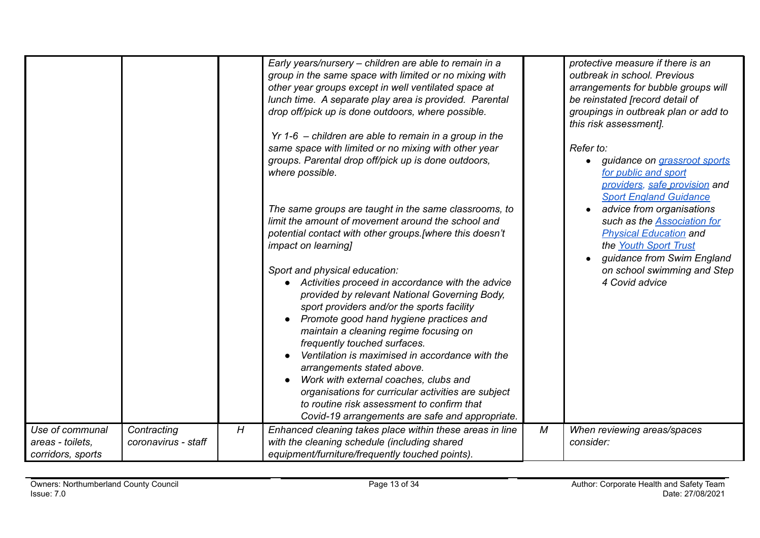| | | | | | |
|---|---|---|---|---|---|
| | | | *Early years/nursery – children are able to remain in a group in the same space with limited or no mixing with other year groups except in well ventilated space at lunch time. A separate play area is provided. Parental drop off/pick up is done outdoors, where possible.*<br><br>*Yr 1-6 – children are able to remain in a group in the same space with limited or no mixing with other year groups. Parental drop off/pick up is done outdoors, where possible.*<br><br>*The same groups are taught in the same classrooms, to limit the amount of movement around the school and potential contact with other groups.[where this doesn't impact on learning]*<br><br>*Sport and physical education:*<br>● *Activities proceed in accordance with the advice provided by relevant National Governing Body, sport providers and/or the sports facility*<br>● *Promote good hand hygiene practices and maintain a cleaning regime focusing on frequently touched surfaces.*<br>● *Ventilation is maximised in accordance with the arrangements stated above.*<br>● *Work with external coaches, clubs and organisations for curricular activities are subject to routine risk assessment to confirm that Covid-19 arrangements are safe and appropriate.* | | *protective measure if there is an outbreak in school. Previous arrangements for bubble groups will be reinstated [record detail of groupings in outbreak plan or add to this risk assessment].*<br><br>*Refer to:*<br>● *guidance on grassroot sports for public and sport providers, safe provision and Sport England Guidance*<br>● *advice from organisations such as the Association for Physical Education and the Youth Sport Trust*<br>● *guidance from Swim England on school swimming and Step 4 Covid advice* |
| *Use of communal areas - toilets, corridors, sports* | *Contracting coronavirus - staff* | *H* | *Enhanced cleaning takes place within these areas in line with the cleaning schedule (including shared equipment/furniture/frequently touched points).* | *M* | *When reviewing areas/spaces consider:* |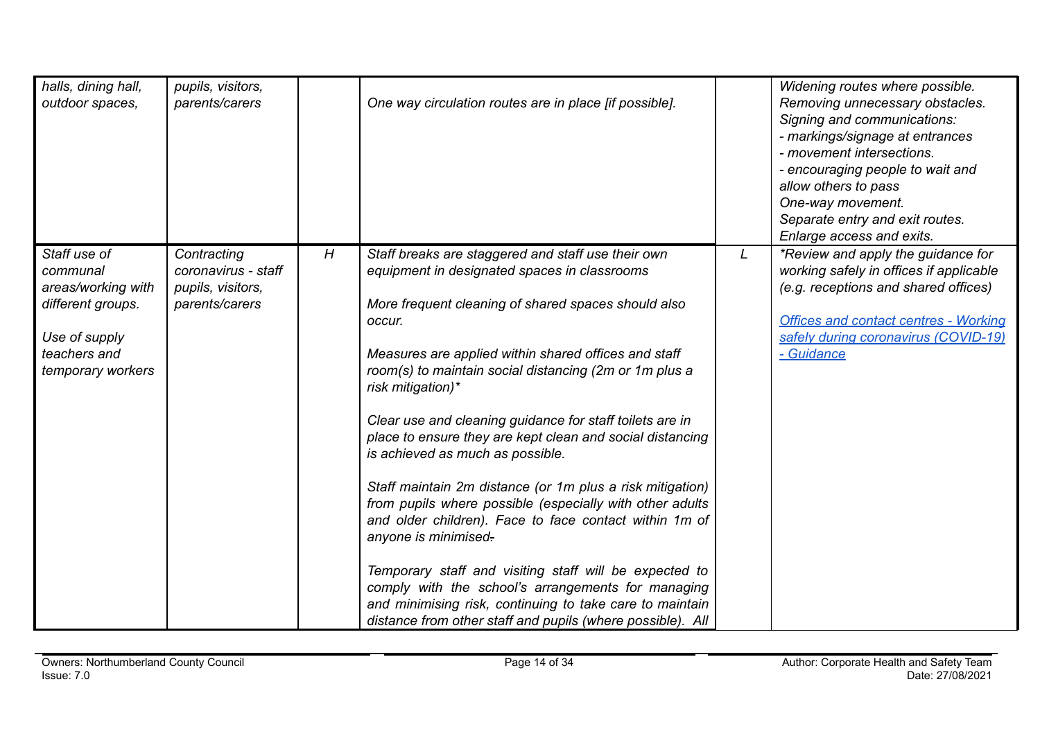| | | | | | |
|---|---|---|---|---|---|
| *halls, dining hall, outdoor spaces,* | *pupils, visitors, parents/carers* | | *One way circulation routes are in place [if possible].* | | *Widening routes where possible.*<br>*Removing unnecessary obstacles.*<br>*Signing and communications:*<br>*- markings/signage at entrances*<br>*- movement intersections.*<br>*- encouraging people to wait and allow others to pass*<br>*One-way movement.*<br>*Separate entry and exit routes.*<br>*Enlarge access and exits.* |
| *Staff use of communal areas/working with different groups.*<br><br>*Use of supply teachers and temporary workers* | *Contracting coronavirus - staff pupils, visitors, parents/carers* | *H* | *Staff breaks are staggered and staff use their own equipment in designated spaces in classrooms*<br><br>*More frequent cleaning of shared spaces should also occur.*<br><br>*Measures are applied within shared offices and staff room(s) to maintain social distancing (2m or 1m plus a risk mitigation)**<br><br>*Clear use and cleaning guidance for staff toilets are in place to ensure they are kept clean and social distancing is achieved as much as possible.*<br><br>*Staff maintain 2m distance (or 1m plus a risk mitigation) from pupils where possible (especially with other adults and older children). Face to face contact within 1m of anyone is minimised.*<br><br>*Temporary staff and visiting staff will be expected to comply with the school's arrangements for managing and minimising risk, continuing to take care to maintain distance from other staff and pupils (where possible). All* | *L* | **Review and apply the guidance for working safely in offices if applicable (e.g. receptions and shared offices)*<br><br>[*Offices and contact centres - Working safely during coronavirus (COVID-19) - Guidance*]() |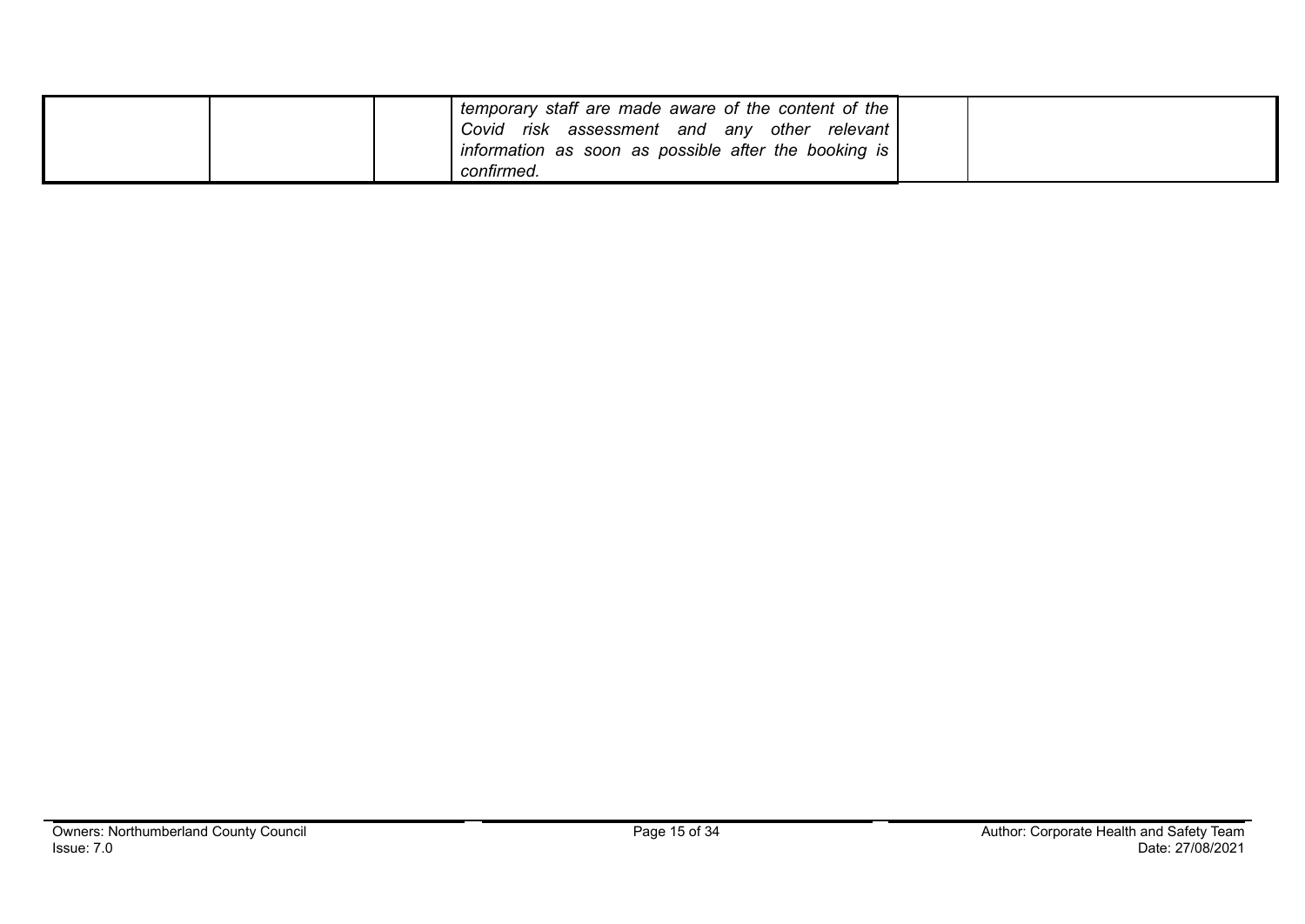| | | | | |
|---|---|---|---|---|
| | | *temporary staff are made aware of the content of the Covid risk assessment and any other relevant information as soon as possible after the booking is confirmed.* | | |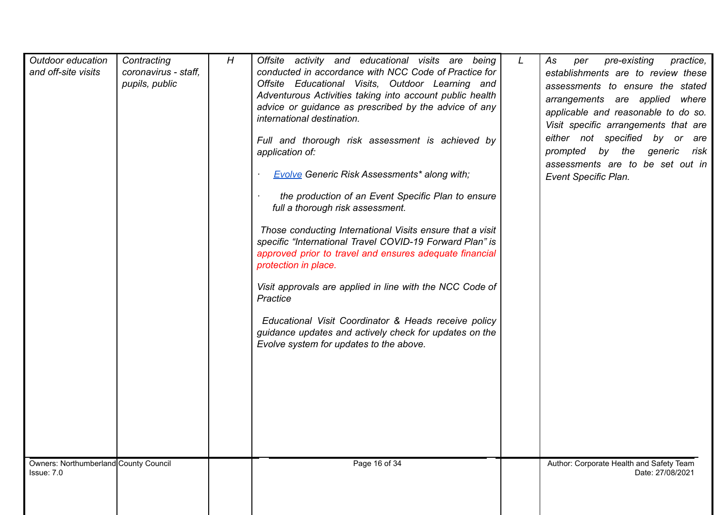| | | | | | |
|---|---|---|---|---|---|
| *Outdoor education and off-site visits* | *Contracting coronavirus - staff, pupils, public* | *H* | *Offsite activity and educational visits are being conducted in accordance with NCC Code of Practice for Offsite Educational Visits, Outdoor Learning and Adventurous Activities taking into account public health advice or guidance as prescribed by the advice of any international destination.*<br><br>*Full and thorough risk assessment is achieved by application of:*<br><br>· *Evolve Generic Risk Assessments* along with;*<br><br>· *the production of an Event Specific Plan to ensure full a thorough risk assessment.*<br><br>*Those conducting International Visits ensure that a visit specific "International Travel COVID-19 Forward Plan" is approved prior to travel and ensures adequate financial protection in place.*<br><br>*Visit approvals are applied in line with the NCC Code of Practice*<br><br>*Educational Visit Coordinator & Heads receive policy guidance updates and actively check for updates on the Evolve system for updates to the above.* | *L* | *As per pre-existing practice, establishments are to review these assessments to ensure the stated arrangements are applied where applicable and reasonable to do so. Visit specific arrangements that are either not specified by or are prompted by the generic risk assessments are to be set out in Event Specific Plan.* |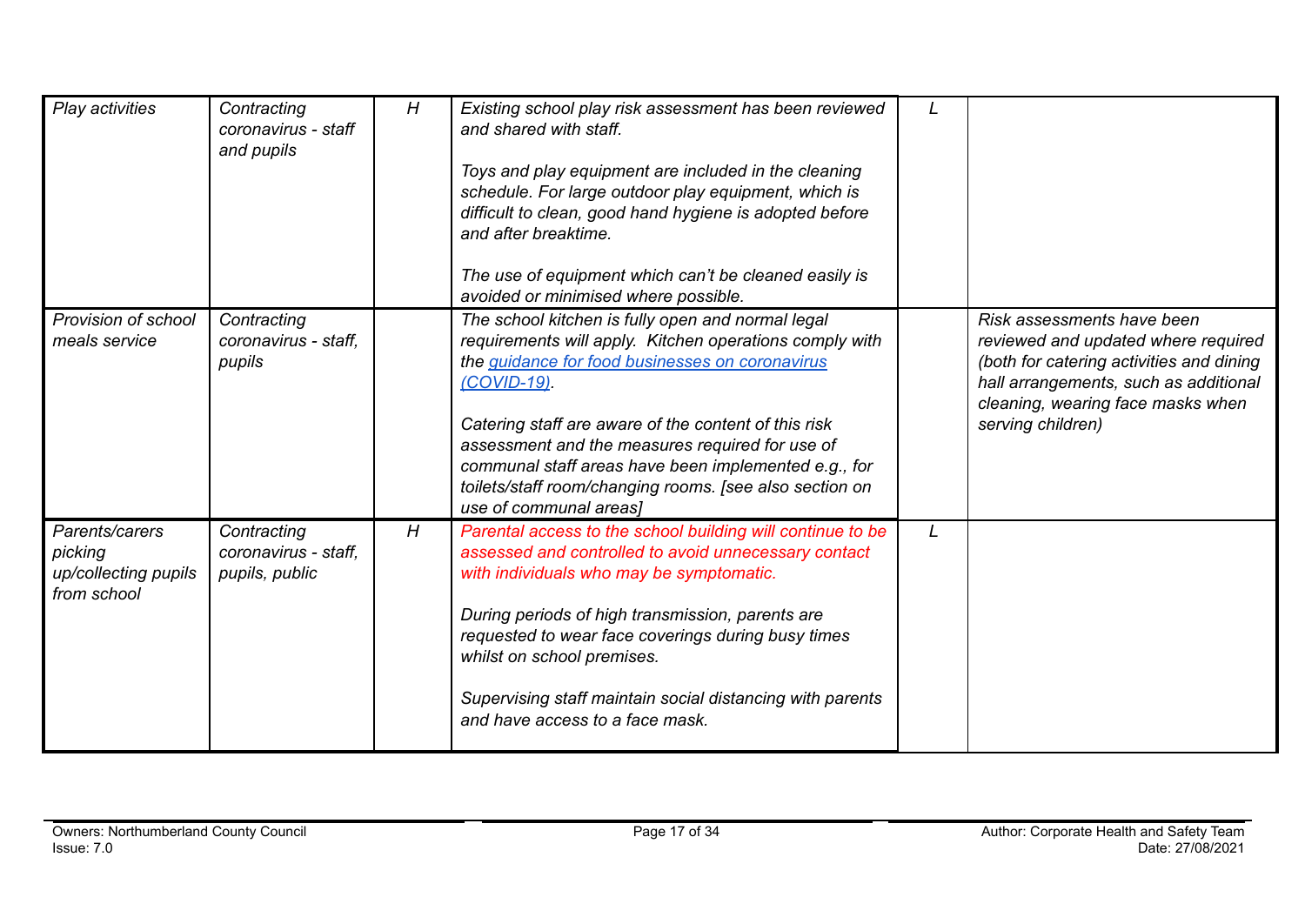| *Play activities* | *Contracting coronavirus - staff and pupils* | *H* | *Existing school play risk assessment has been reviewed and shared with staff.*<br><br>*Toys and play equipment are included in the cleaning schedule. For large outdoor play equipment, which is difficult to clean, good hand hygiene is adopted before and after breaktime.*<br><br>*The use of equipment which can't be cleaned easily is avoided or minimised where possible.* | *L* | |
|---|---|---|---|---|---|
| *Provision of school meals service* | *Contracting coronavirus - staff, pupils* | | *The school kitchen is fully open and normal legal requirements will apply. Kitchen operations comply with the [guidance for food businesses on coronavirus (COVID-19)](guidance for food businesses on coronavirus (COVID-19)).*<br><br>*Catering staff are aware of the content of this risk assessment and the measures required for use of communal staff areas have been implemented e.g., for toilets/staff room/changing rooms. [see also section on use of communal areas]* | | *Risk assessments have been reviewed and updated where required (both for catering activities and dining hall arrangements, such as additional cleaning, wearing face masks when serving children)* |
| *Parents/carers picking up/collecting pupils from school* | *Contracting coronavirus - staff, pupils, public* | *H* | *Parental access to the school building will continue to be assessed and controlled to avoid unnecessary contact with individuals who may be symptomatic.*<br><br>*During periods of high transmission, parents are requested to wear face coverings during busy times whilst on school premises.*<br><br>*Supervising staff maintain social distancing with parents and have access to a face mask.* | *L* | |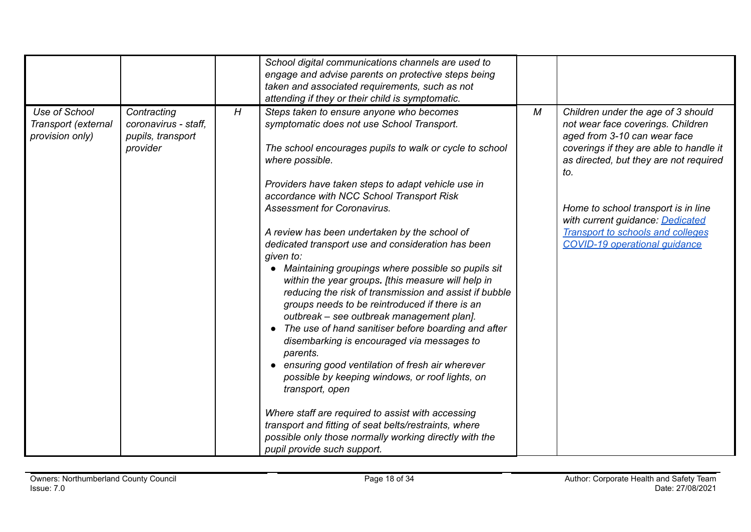| | | | | | |
|---|---|---|---|---|---|
| | | | *School digital communications channels are used to engage and advise parents on protective steps being taken and associated requirements, such as not attending if they or their child is symptomatic.* | | |
| *Use of School Transport (external provision only)* | *Contracting coronavirus - staff, pupils, transport provider* | *H* | *Steps taken to ensure anyone who becomes symptomatic does not use School Transport.*<br><br>*The school encourages pupils to walk or cycle to school where possible.*<br><br>*Providers have taken steps to adapt vehicle use in accordance with NCC School Transport Risk Assessment for Coronavirus.*<br><br>*A review has been undertaken by the school of dedicated transport use and consideration has been given to:*<br>• *Maintaining groupings where possible so pupils sit within the year groups.* ***.*** *[this measure will help in reducing the risk of transmission and assist if bubble groups needs to be reintroduced if there is an outbreak – see outbreak management plan].*<br>• *The use of hand sanitiser before boarding and after disembarking is encouraged via messages to parents.*<br>• *ensuring good ventilation of fresh air wherever possible by keeping windows, or roof lights, on transport, open*<br><br>*Where staff are required to assist with accessing transport and fitting of seat belts/restraints, where possible only those normally working directly with the pupil provide such support.* | *M* | *Children under the age of 3 should not wear face coverings. Children aged from 3-10 can wear face coverings if they are able to handle it as directed, but they are not required to.*<br><br>*Home to school transport is in line with current guidance: [Dedicated Transport to schools and colleges COVID-19 operational guidance]* |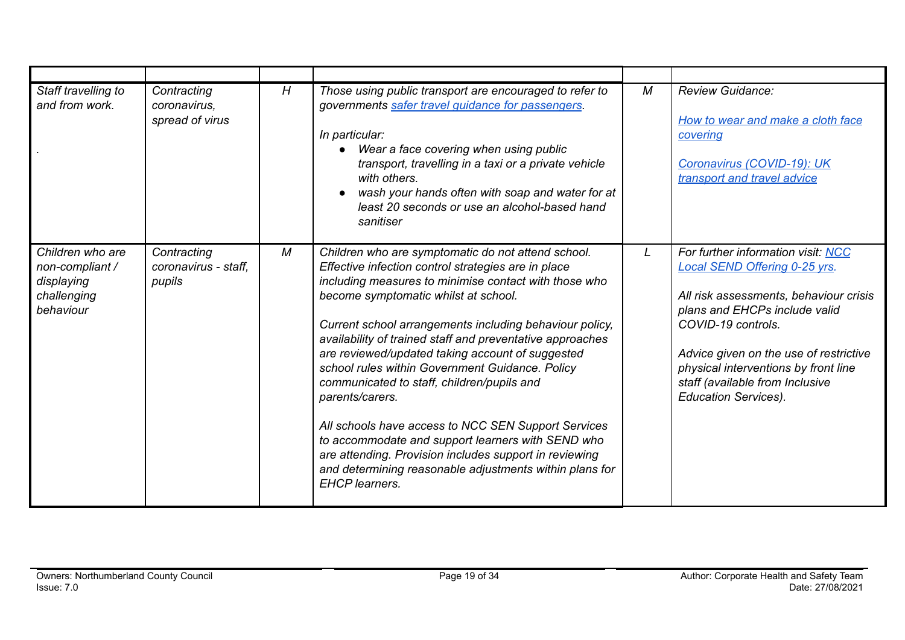| | | | | | |
|---|---|---|---|---|---|
| *Staff travelling to and from work.*<br><br>*.* | *Contracting coronavirus, spread of virus* | *H* | *Those using public transport are encouraged to refer to governments [safer travel guidance for passengers](#).*<br><br>*In particular:*<br>● *Wear a face covering when using public transport, travelling in a taxi or a private vehicle with others.*<br>● *wash your hands often with soap and water for at least 20 seconds or use an alcohol-based hand sanitiser* | *M* | *Review Guidance:*<br><br>*[How to wear and make a cloth face covering](#)*<br><br>*[Coronavirus (COVID-19): UK transport and travel advice](#)* |
| *Children who are non-compliant / displaying challenging behaviour* | *Contracting coronavirus - staff, pupils* | *M* | *Children who are symptomatic do not attend school. Effective infection control strategies are in place including measures to minimise contact with those who become symptomatic whilst at school.*<br><br>*Current school arrangements including behaviour policy, availability of trained staff and preventative approaches are reviewed/updated taking account of suggested school rules within Government Guidance. Policy communicated to staff, children/pupils and parents/carers.*<br><br>*All schools have access to NCC SEN Support Services to accommodate and support learners with SEND who are attending. Provision includes support in reviewing and determining reasonable adjustments within plans for EHCP learners.* | *L* | *For further information visit: [NCC Local SEND Offering 0-25 yrs](#).*<br><br>*All risk assessments, behaviour crisis plans and EHCPs include valid COVID-19 controls.*<br><br>*Advice given on the use of restrictive physical interventions by front line staff (available from Inclusive Education Services).* |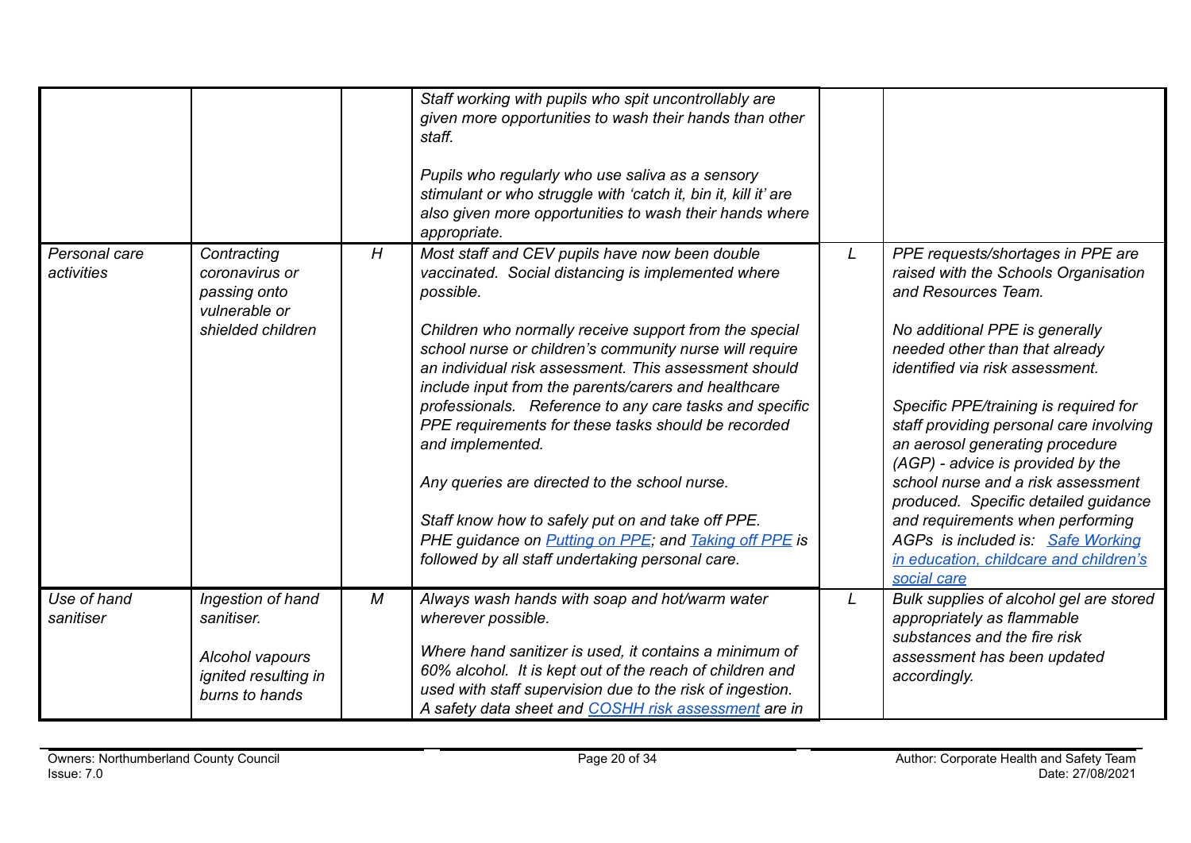| | | | | | |
|---|---|---|---|---|---|
| | | | *Staff working with pupils who spit uncontrollably are given more opportunities to wash their hands than other staff.*<br><br>*Pupils who regularly who use saliva as a sensory stimulant or who struggle with 'catch it, bin it, kill it' are also given more opportunities to wash their hands where appropriate.* | | |
| *Personal care activities* | *Contracting coronavirus or passing onto vulnerable or shielded children* | *H* | *Most staff and CEV pupils have now been double vaccinated. Social distancing is implemented where possible.*<br><br>*Children who normally receive support from the special school nurse or children's community nurse will require an individual risk assessment. This assessment should include input from the parents/carers and healthcare professionals. Reference to any care tasks and specific PPE requirements for these tasks should be recorded and implemented.*<br><br>*Any queries are directed to the school nurse.*<br><br>*Staff know how to safely put on and take off PPE. PHE guidance on [Putting on PPE](); and [Taking off PPE]() is followed by all staff undertaking personal care.* | *L* | *PPE requests/shortages in PPE are raised with the Schools Organisation and Resources Team.*<br><br>*No additional PPE is generally needed other than that already identified via risk assessment.*<br><br>*Specific PPE/training is required for staff providing personal care involving an aerosol generating procedure (AGP) - advice is provided by the school nurse and a risk assessment produced. Specific detailed guidance and requirements when performing AGPs is included is: [Safe Working in education, childcare and children's social care]()* |
| *Use of hand sanitiser* | *Ingestion of hand sanitiser.*<br><br>*Alcohol vapours ignited resulting in burns to hands* | *M* | *Always wash hands with soap and hot/warm water wherever possible.*<br><br>*Where hand sanitizer is used, it contains a minimum of 60% alcohol. It is kept out of the reach of children and used with staff supervision due to the risk of ingestion. A safety data sheet and [COSHH risk assessment]() are in* | *L* | *Bulk supplies of alcohol gel are stored appropriately as flammable substances and the fire risk assessment has been updated accordingly.* |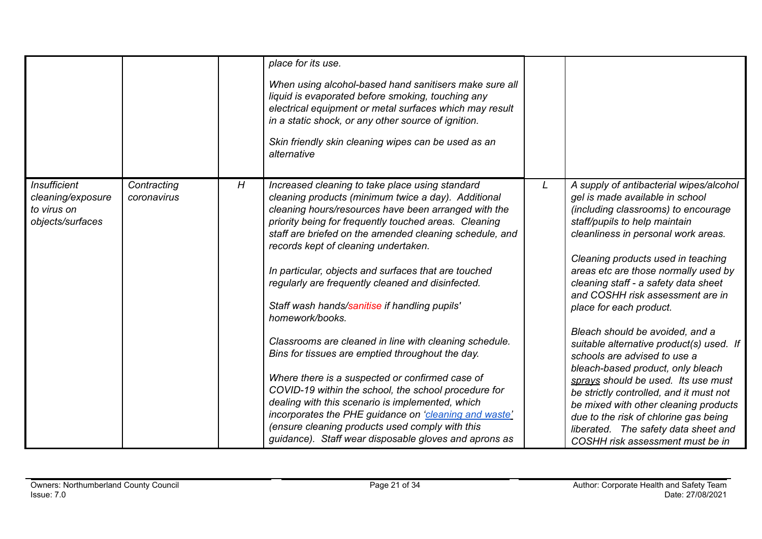| | | | | | |
|---|---|---|---|---|---|
| | | | *place for its use.*<br><br>*When using alcohol-based hand sanitisers make sure all liquid is evaporated before smoking, touching any electrical equipment or metal surfaces which may result in a static shock, or any other source of ignition.*<br><br>*Skin friendly skin cleaning wipes can be used as an alternative* | | |
| *Insufficient cleaning/exposure to virus on objects/surfaces* | *Contracting coronavirus* | *H* | *Increased cleaning to take place using standard cleaning products (minimum twice a day). Additional cleaning hours/resources have been arranged with the priority being for frequently touched areas. Cleaning staff are briefed on the amended cleaning schedule, and records kept of cleaning undertaken.*<br><br>*In particular, objects and surfaces that are touched regularly are frequently cleaned and disinfected.*<br><br>*Staff wash hands/sanitise if handling pupils' homework/books.*<br><br>*Classrooms are cleaned in line with cleaning schedule. Bins for tissues are emptied throughout the day.*<br><br>*Where there is a suspected or confirmed case of COVID-19 within the school, the school procedure for dealing with this scenario is implemented, which incorporates the PHE guidance on 'cleaning and waste' (ensure cleaning products used comply with this guidance). Staff wear disposable gloves and aprons as* | *L* | *A supply of antibacterial wipes/alcohol gel is made available in school (including classrooms) to encourage staff/pupils to help maintain cleanliness in personal work areas.*<br><br>*Cleaning products used in teaching areas etc are those normally used by cleaning staff - a safety data sheet and COSHH risk assessment are in place for each product.*<br><br>*Bleach should be avoided, and a suitable alternative product(s) used. If schools are advised to use a bleach-based product, only bleach sprays should be used. Its use must be strictly controlled, and it must not be mixed with other cleaning products due to the risk of chlorine gas being liberated. The safety data sheet and COSHH risk assessment must be in* |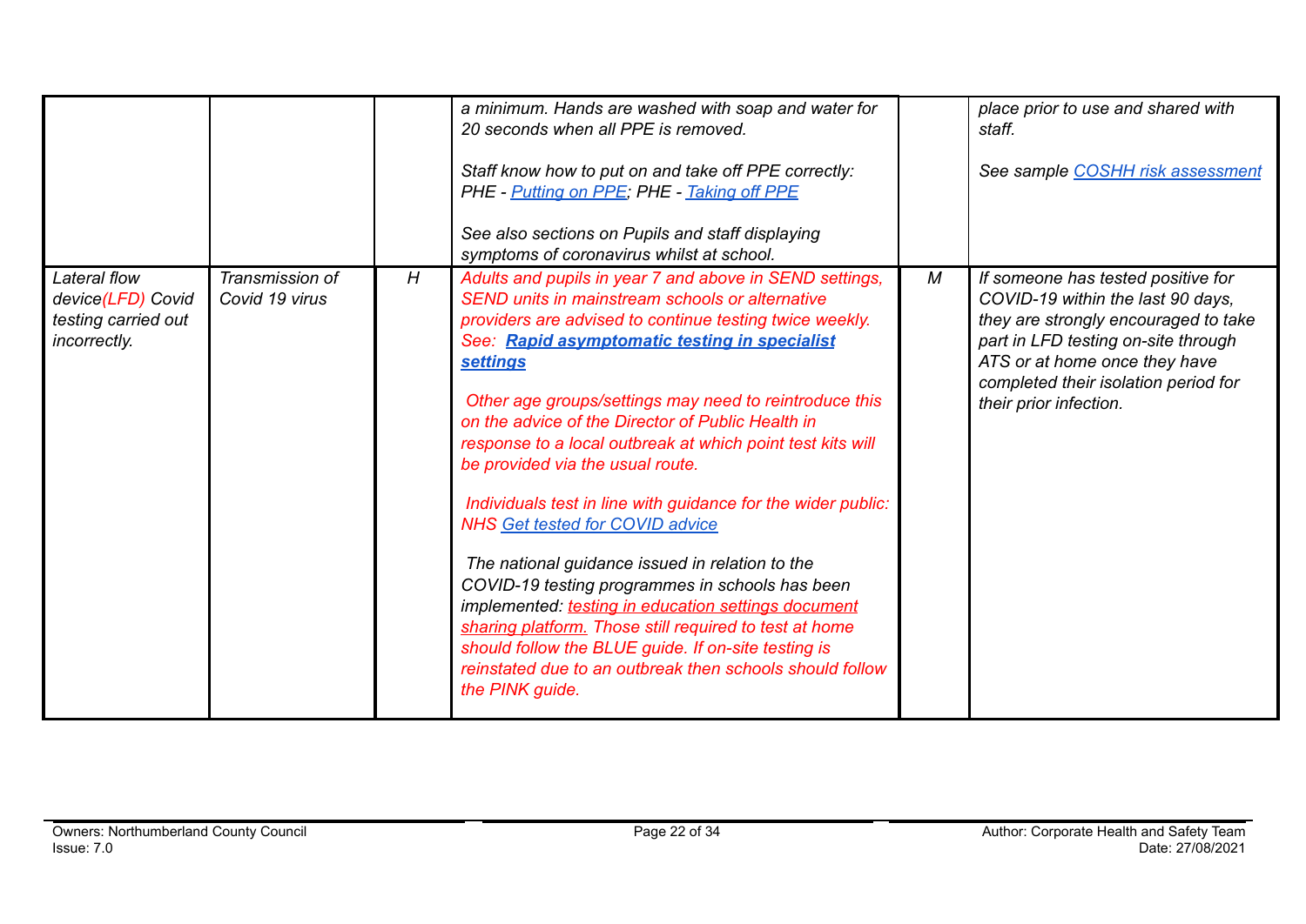| | | | | | |
|---|---|---|---|---|---|
| | | | *a minimum. Hands are washed with soap and water for 20 seconds when all PPE is removed.*<br><br>*Staff know how to put on and take off PPE correctly: PHE - Putting on PPE; PHE - Taking off PPE*<br><br>*See also sections on Pupils and staff displaying symptoms of coronavirus whilst at school.* | | *place prior to use and shared with staff.*<br><br>*See sample COSHH risk assessment* |
| *Lateral flow device(LFD) Covid testing carried out incorrectly.* | *Transmission of Covid 19 virus* | *H* | *Adults and pupils in year 7 and above in SEND settings, SEND units in mainstream schools or alternative providers are advised to continue testing twice weekly. See:* ***Rapid asymptomatic testing in specialist settings***<br><br>*Other age groups/settings may need to reintroduce this on the advice of the Director of Public Health in response to a local outbreak at which point test kits will be provided via the usual route.*<br><br>*Individuals test in line with guidance for the wider public: NHS Get tested for COVID advice*<br><br>*The national guidance issued in relation to the COVID-19 testing programmes in schools has been implemented: testing in education settings document sharing platform. Those still required to test at home should follow the BLUE guide. If on-site testing is reinstated due to an outbreak then schools should follow the PINK guide.* | *M* | *If someone has tested positive for COVID-19 within the last 90 days, they are strongly encouraged to take part in LFD testing on-site through ATS or at home once they have completed their isolation period for their prior infection.* |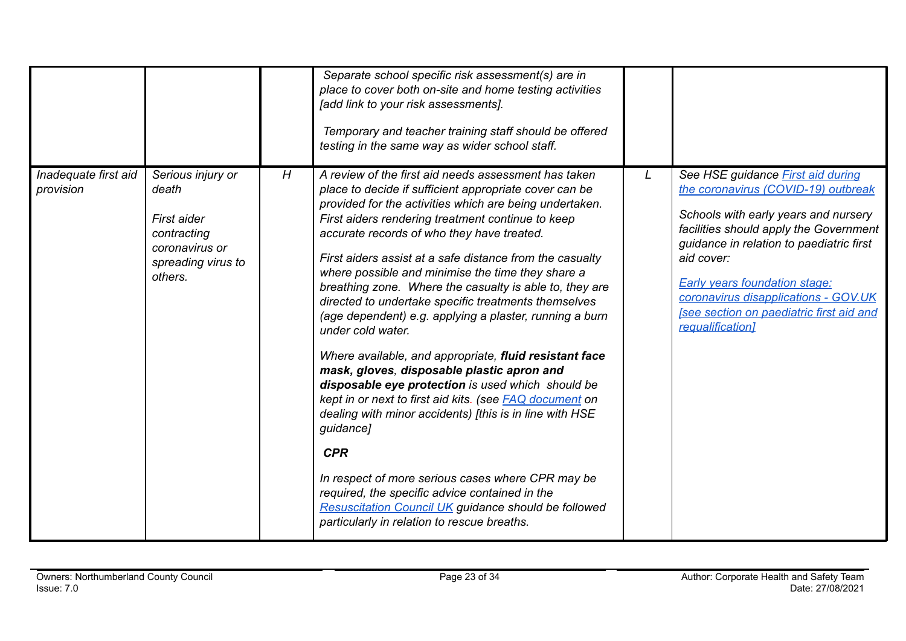| | | | | | |
|---|---|---|---|---|---|
| | | | *Separate school specific risk assessment(s) are in place to cover both on-site and home testing activities [add link to your risk assessments].*<br><br>*Temporary and teacher training staff should be offered testing in the same way as wider school staff.* | | |
| *Inadequate first aid provision* | *Serious injury or death*<br><br>*First aider contracting coronavirus or spreading virus to others.* | *H* | *A review of the first aid needs assessment has taken place to decide if sufficient appropriate cover can be provided for the activities which are being undertaken. First aiders rendering treatment continue to keep accurate records of who they have treated.*<br><br>*First aiders assist at a safe distance from the casualty where possible and minimise the time they share a breathing zone. Where the casualty is able to, they are directed to undertake specific treatments themselves (age dependent) e.g. applying a plaster, running a burn under cold water.*<br><br>*Where available, and appropriate,* ***fluid resistant face mask, gloves****,* ***disposable plastic apron and disposable eye protection*** *is used which should be kept in or next to first aid kits. (see FAQ document on dealing with minor accidents) [this is in line with HSE guidance]*<br><br>***CPR***<br><br>*In respect of more serious cases where CPR may be required, the specific advice contained in the Resuscitation Council UK guidance should be followed particularly in relation to rescue breaths.* | *L* | *See HSE guidance First aid during the coronavirus (COVID-19) outbreak*<br><br>*Schools with early years and nursery facilities should apply the Government guidance in relation to paediatric first aid cover:*<br><br>*Early years foundation stage: coronavirus disapplications - GOV.UK [see section on paediatric first aid and requalification]* |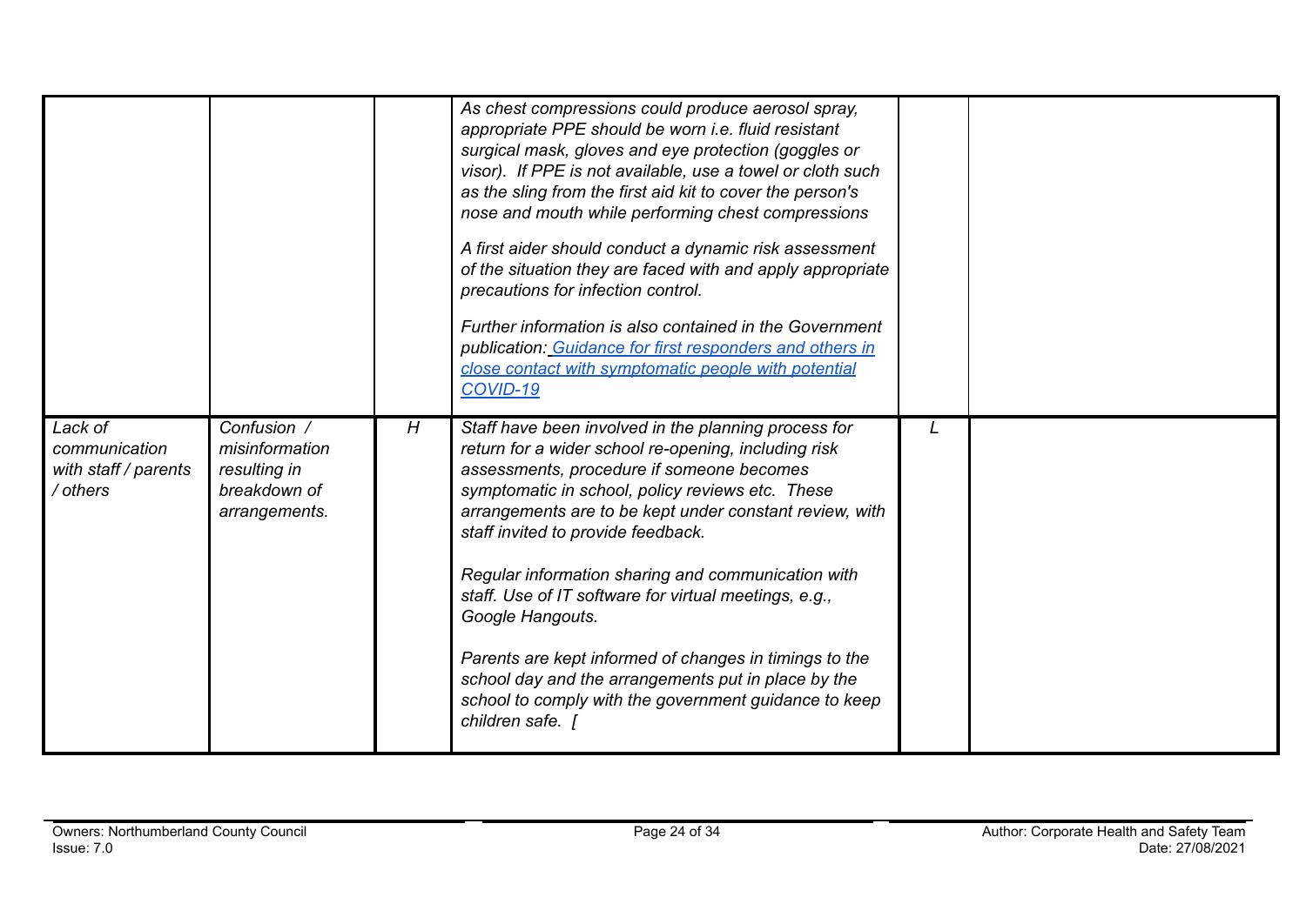| | | | | | |
|---|---|---|---|---|---|
| | | | *As chest compressions could produce aerosol spray, appropriate PPE should be worn i.e. fluid resistant surgical mask, gloves and eye protection (goggles or visor). If PPE is not available, use a towel or cloth such as the sling from the first aid kit to cover the person's nose and mouth while performing chest compressions*<br><br>*A first aider should conduct a dynamic risk assessment of the situation they are faced with and apply appropriate precautions for infection control.*<br><br>*Further information is also contained in the Government publication: [Guidance for first responders and others in close contact with symptomatic people with potential COVID-19]()* | | |
| *Lack of communication with staff / parents / others* | *Confusion / misinformation resulting in breakdown of arrangements.* | *H* | *Staff have been involved in the planning process for return for a wider school re-opening, including risk assessments, procedure if someone becomes symptomatic in school, policy reviews etc. These arrangements are to be kept under constant review, with staff invited to provide feedback.*<br><br>*Regular information sharing and communication with staff. Use of IT software for virtual meetings, e.g., Google Hangouts.*<br><br>*Parents are kept informed of changes in timings to the school day and the arrangements put in place by the school to comply with the government guidance to keep children safe. [* | *L* | |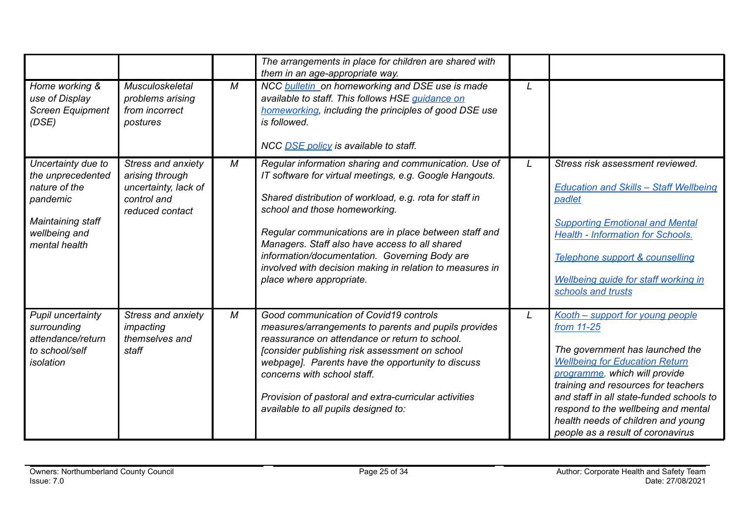| | | | | | |
|---|---|---|---|---|---|
| | | | *The arrangements in place for children are shared with them in an age-appropriate way.* | | |
| *Home working & use of Display Screen Equipment (DSE)* | *Musculoskeletal problems arising from incorrect postures* | *M* | *NCC bulletin on homeworking and DSE use is made available to staff. This follows HSE guidance on homeworking, including the principles of good DSE use is followed.*<br><br>*NCC DSE policy is available to staff.* | *L* | |
| *Uncertainty due to the unprecedented nature of the pandemic*<br><br>*Maintaining staff wellbeing and mental health* | *Stress and anxiety arising through uncertainty, lack of control and reduced contact* | *M* | *Regular information sharing and communication. Use of IT software for virtual meetings, e.g. Google Hangouts.*<br><br>*Shared distribution of workload, e.g. rota for staff in school and those homeworking.*<br><br>*Regular communications are in place between staff and Managers. Staff also have access to all shared information/documentation. Governing Body are involved with decision making in relation to measures in place where appropriate.* | *L* | *Stress risk assessment reviewed.*<br><br>*Education and Skills – Staff Wellbeing padlet*<br><br>*Supporting Emotional and Mental Health - Information for Schools.*<br><br>*Telephone support & counselling*<br><br>*Wellbeing guide for staff working in schools and trusts* |
| *Pupil uncertainty surrounding attendance/return to school/self isolation* | *Stress and anxiety impacting themselves and staff* | *M* | *Good communication of Covid19 controls measures/arrangements to parents and pupils provides reassurance on attendance or return to school. [consider publishing risk assessment on school webpage]. Parents have the opportunity to discuss concerns with school staff.*<br><br>*Provision of pastoral and extra-curricular activities available to all pupils designed to:* | *L* | *Kooth – support for young people from 11-25*<br><br>*The government has launched the Wellbeing for Education Return programme, which will provide training and resources for teachers and staff in all state-funded schools to respond to the wellbeing and mental health needs of children and young people as a result of coronavirus* |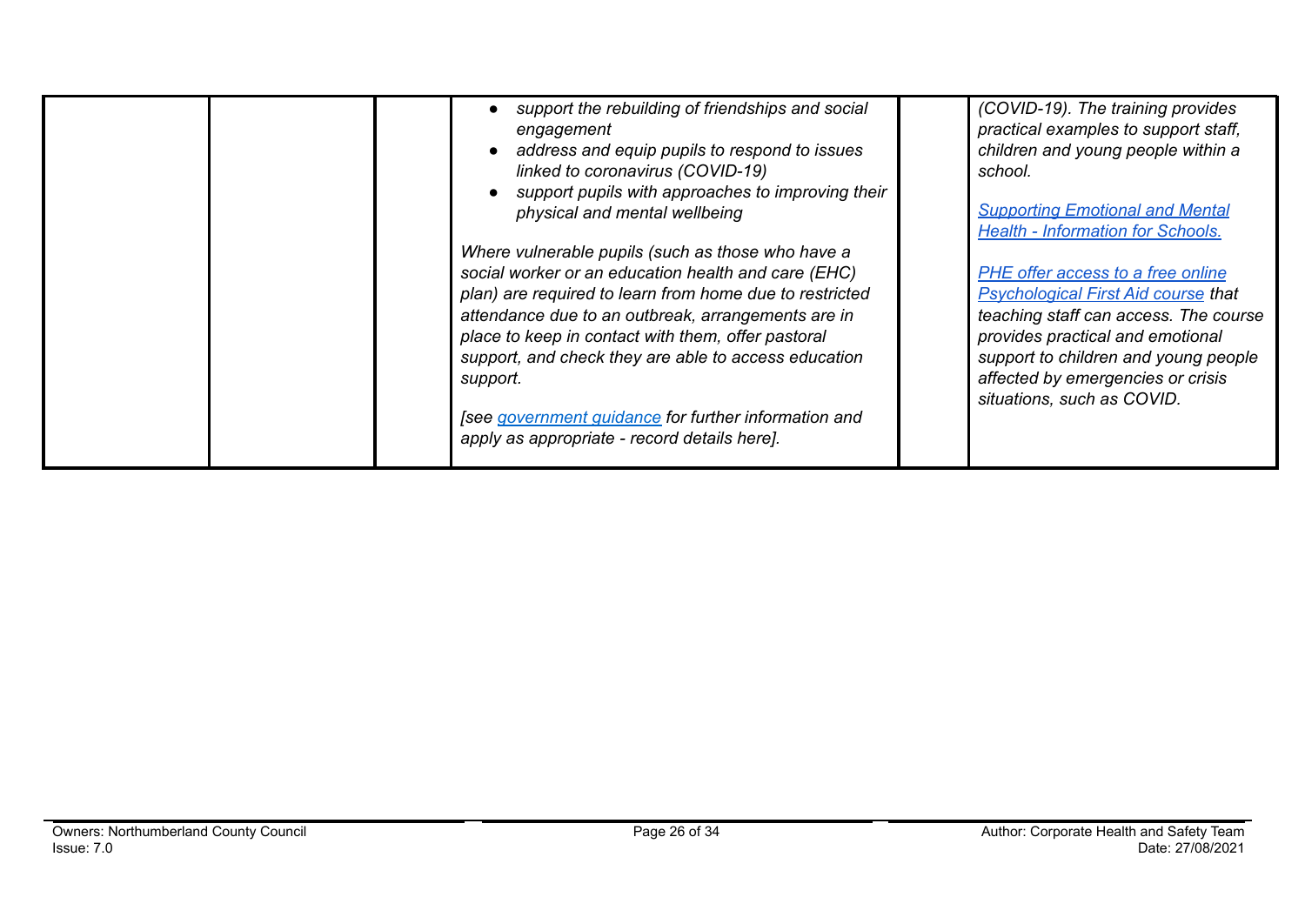| | | | | | |
|---|---|---|---|---|---|
| | | | *• support the rebuilding of friendships and social engagement*<br>*• address and equip pupils to respond to issues linked to coronavirus (COVID-19)*<br>*• support pupils with approaches to improving their physical and mental wellbeing*<br><br>*Where vulnerable pupils (such as those who have a social worker or an education health and care (EHC) plan) are required to learn from home due to restricted attendance due to an outbreak, arrangements are in place to keep in contact with them, offer pastoral support, and check they are able to access education support.*<br><br>*[see government guidance for further information and apply as appropriate - record details here].* | | *(COVID-19). The training provides practical examples to support staff, children and young people within a school.*<br><br>*Supporting Emotional and Mental Health - Information for Schools.*<br><br>*PHE offer access to a free online Psychological First Aid course that teaching staff can access. The course provides practical and emotional support to children and young people affected by emergencies or crisis situations, such as COVID.* |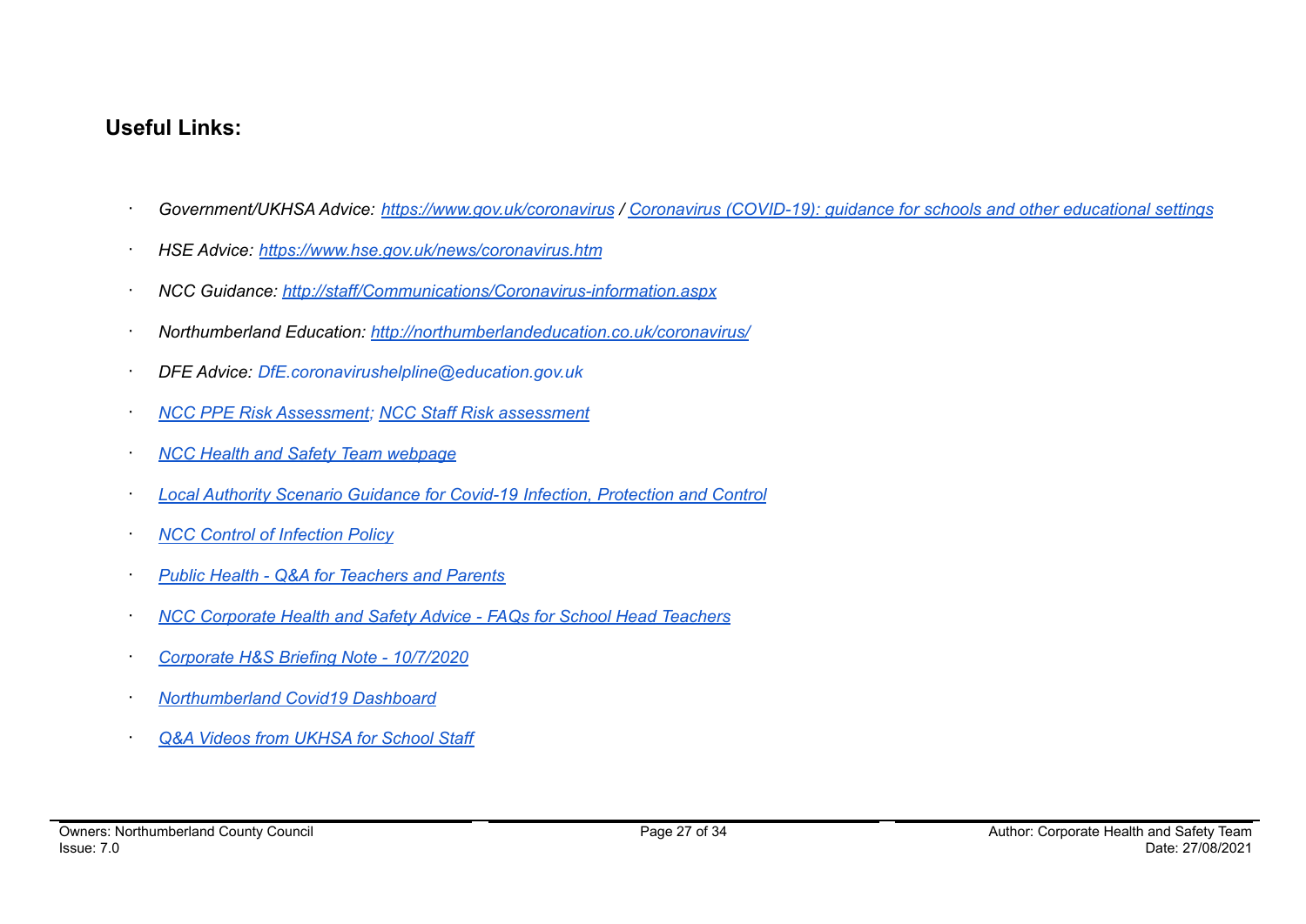**Useful Links:**

- *Government/UKHSA Advice: https://www.gov.uk/coronavirus / Coronavirus (COVID-19): guidance for schools and other educational settings*
- *HSE Advice: https://www.hse.gov.uk/news/coronavirus.htm*
- *NCC Guidance: http://staff/Communications/Coronavirus-information.aspx*
- *Northumberland Education: http://northumberlandeducation.co.uk/coronavirus/*
- *DFE Advice: DfE.coronavirushelpline@education.gov.uk*
- *NCC PPE Risk Assessment; NCC Staff Risk assessment*
- *NCC Health and Safety Team webpage*
- *Local Authority Scenario Guidance for Covid-19 Infection, Protection and Control*
- *NCC Control of Infection Policy*
- *Public Health - Q&A for Teachers and Parents*
- *NCC Corporate Health and Safety Advice - FAQs for School Head Teachers*
- *Corporate H&S Briefing Note - 10/7/2020*
- *Northumberland Covid19 Dashboard*
- *Q&A Videos from UKHSA for School Staff*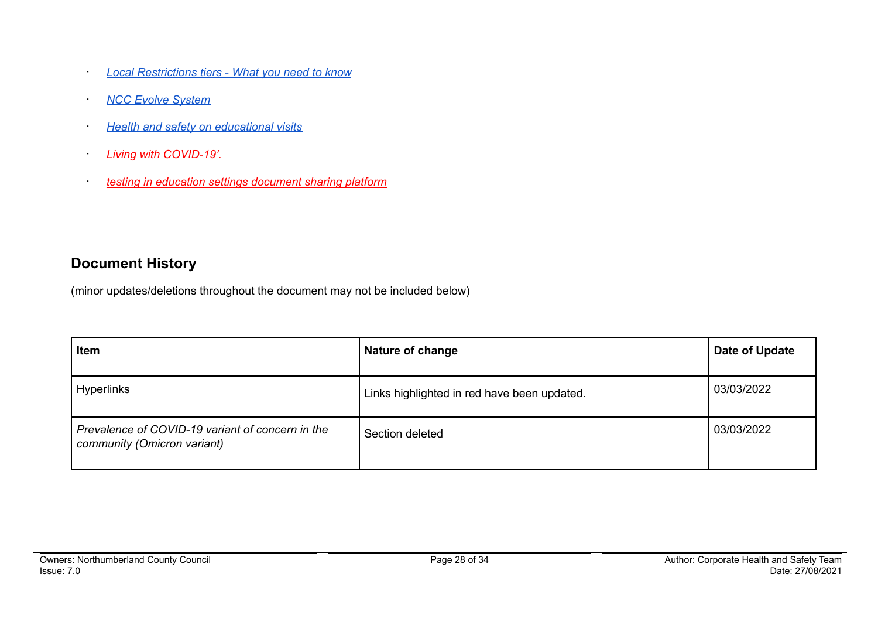- *Local Restrictions tiers - What you need to know*
- *NCC Evolve System*
- *Health and safety on educational visits*
- *Living with COVID-19'.*
- *testing in education settings document sharing platform*

## Document History

(minor updates/deletions throughout the document may not be included below)

| Item | Nature of change | Date of Update |
|---|---|---|
| Hyperlinks | Links highlighted in red have been updated. | 03/03/2022 |
| *Prevalence of COVID-19 variant of concern in the community (Omicron variant)* | Section deleted | 03/03/2022 |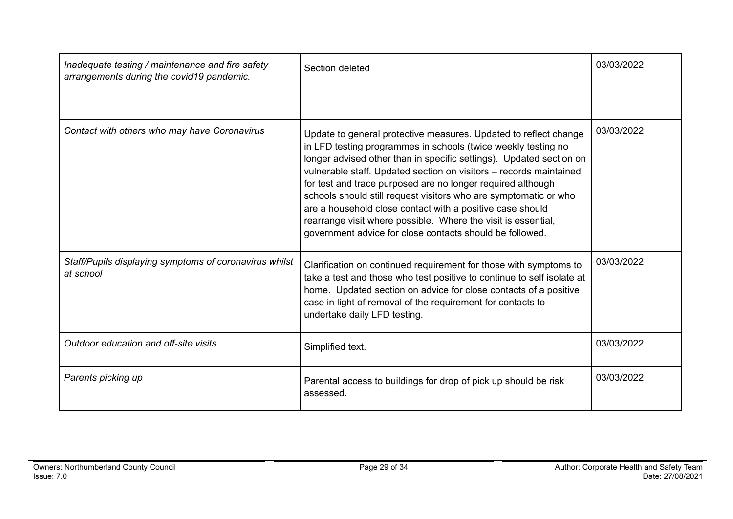| | | |
|---|---|---|
| *Inadequate testing / maintenance and fire safety arrangements during the covid19 pandemic.* | Section deleted | 03/03/2022 |
| *Contact with others who may have Coronavirus* | Update to general protective measures. Updated to reflect change in LFD testing programmes in schools (twice weekly testing no longer advised other than in specific settings). Updated section on vulnerable staff. Updated section on visitors – records maintained for test and trace purposed are no longer required although schools should still request visitors who are symptomatic or who are a household close contact with a positive case should rearrange visit where possible. Where the visit is essential, government advice for close contacts should be followed. | 03/03/2022 |
| *Staff/Pupils displaying symptoms of coronavirus whilst at school* | Clarification on continued requirement for those with symptoms to take a test and those who test positive to continue to self isolate at home. Updated section on advice for close contacts of a positive case in light of removal of the requirement for contacts to undertake daily LFD testing. | 03/03/2022 |
| *Outdoor education and off-site visits* | Simplified text. | 03/03/2022 |
| *Parents picking up* | Parental access to buildings for drop of pick up should be risk assessed. | 03/03/2022 |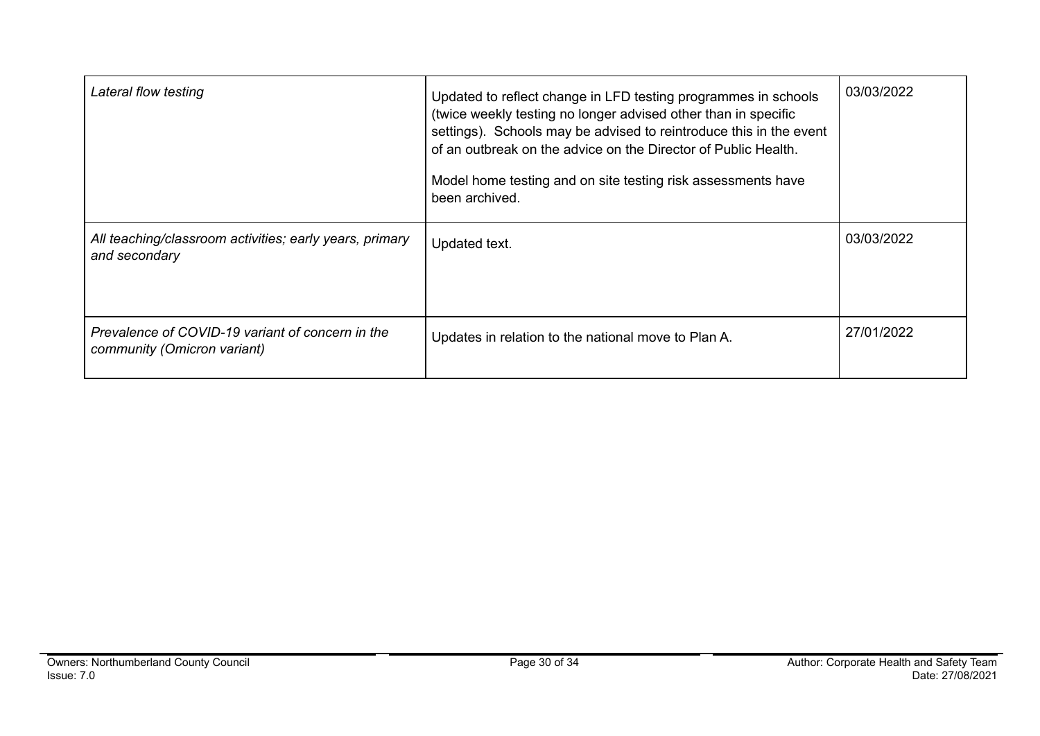| | | |
|---|---|---|
| *Lateral flow testing* | Updated to reflect change in LFD testing programmes in schools (twice weekly testing no longer advised other than in specific settings). Schools may be advised to reintroduce this in the event of an outbreak on the advice on the Director of Public Health.<br><br>Model home testing and on site testing risk assessments have been archived. | 03/03/2022 |
| *All teaching/classroom activities; early years, primary and secondary* | Updated text. | 03/03/2022 |
| *Prevalence of COVID-19 variant of concern in the community (Omicron variant)* | Updates in relation to the national move to Plan A. | 27/01/2022 |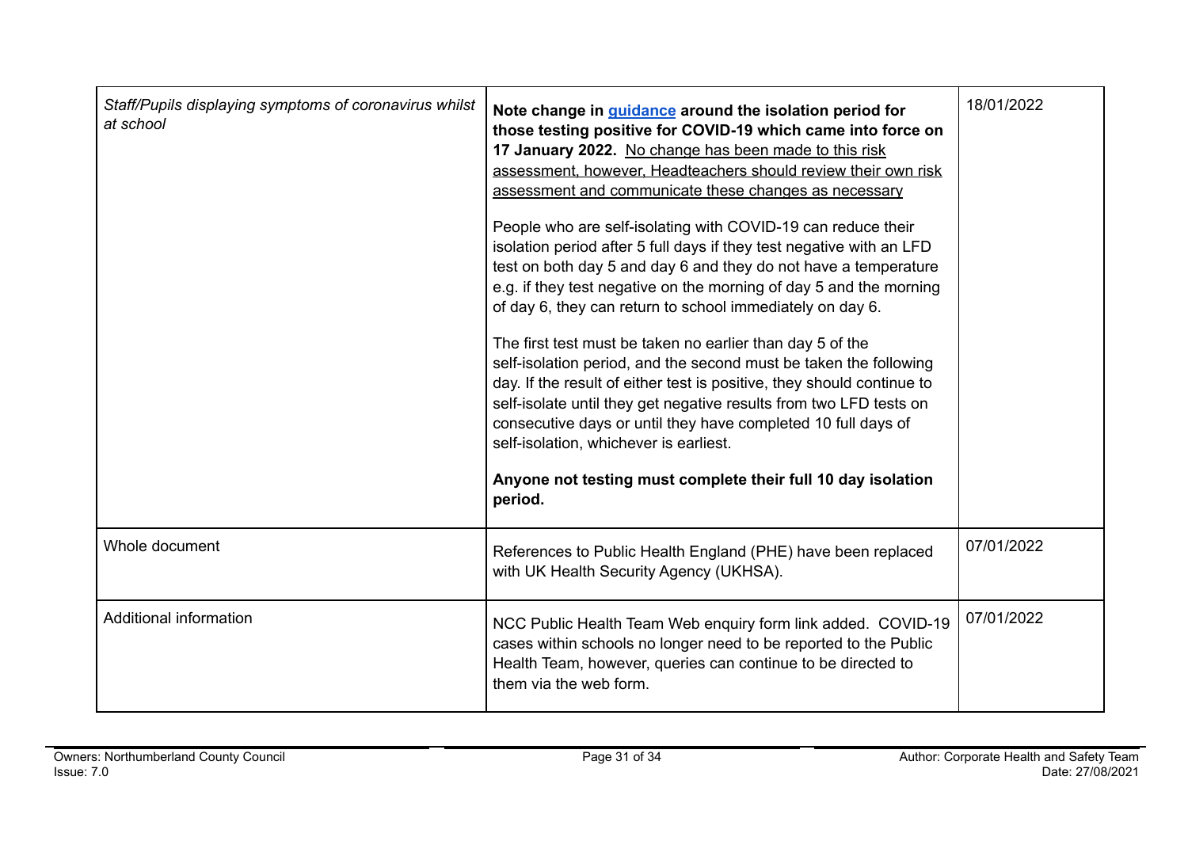| | | |
|---|---|---|
| *Staff/Pupils displaying symptoms of coronavirus whilst at school* | **Note change in guidance around the isolation period for those testing positive for COVID-19 which came into force on 17 January 2022.** No change has been made to this risk assessment, however, Headteachers should review their own risk assessment and communicate these changes as necessary<br><br>People who are self-isolating with COVID-19 can reduce their isolation period after 5 full days if they test negative with an LFD test on both day 5 and day 6 and they do not have a temperature e.g. if they test negative on the morning of day 5 and the morning of day 6, they can return to school immediately on day 6.<br><br>The first test must be taken no earlier than day 5 of the self-isolation period, and the second must be taken the following day. If the result of either test is positive, they should continue to self-isolate until they get negative results from two LFD tests on consecutive days or until they have completed 10 full days of self-isolation, whichever is earliest.<br><br>**Anyone not testing must complete their full 10 day isolation period.** | 18/01/2022 |
| Whole document | References to Public Health England (PHE) have been replaced with UK Health Security Agency (UKHSA). | 07/01/2022 |
| Additional information | NCC Public Health Team Web enquiry form link added. COVID-19 cases within schools no longer need to be reported to the Public Health Team, however, queries can continue to be directed to them via the web form. | 07/01/2022 |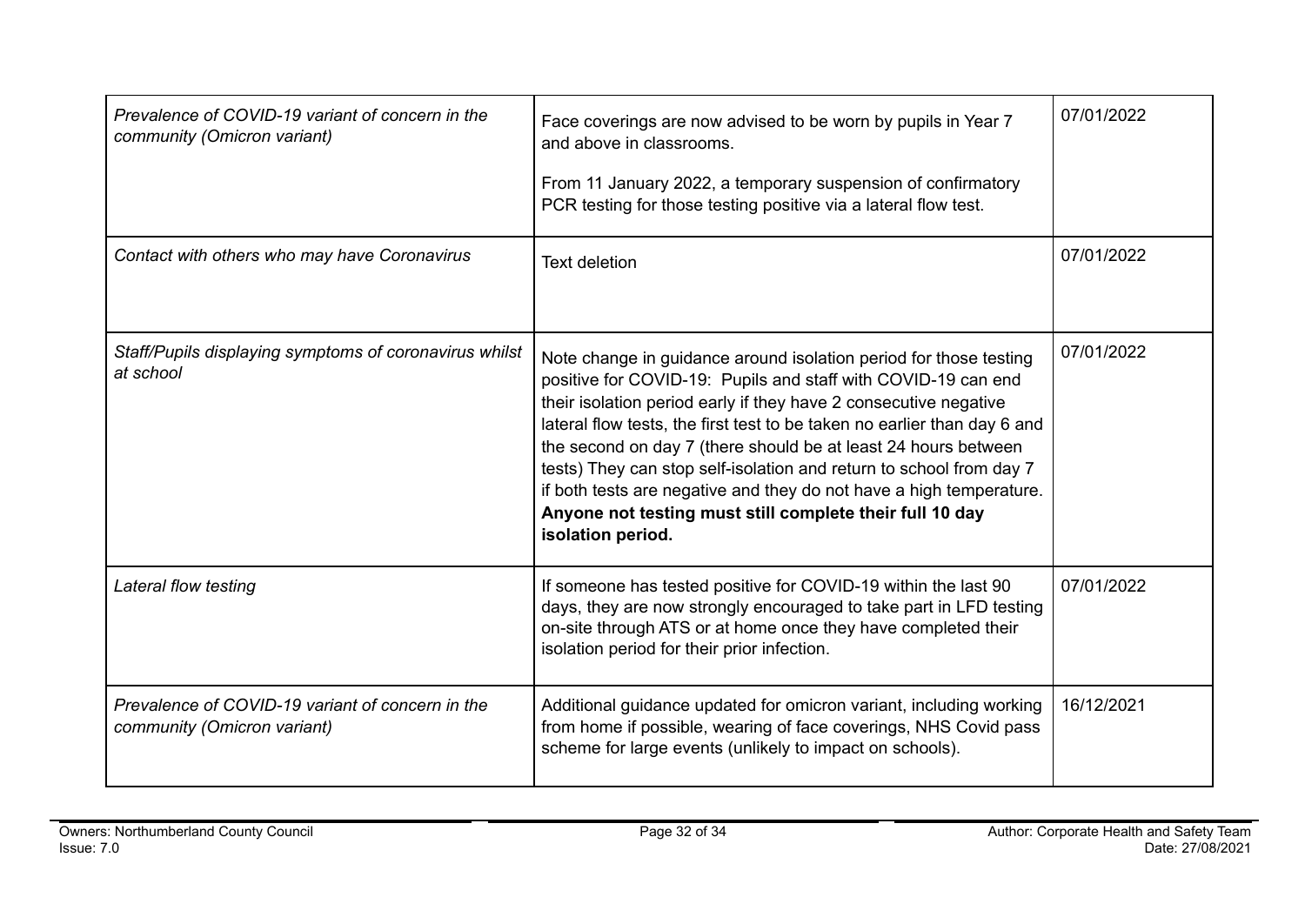| | | |
|---|---|---|
| *Prevalence of COVID-19 variant of concern in the community (Omicron variant)* | Face coverings are now advised to be worn by pupils in Year 7 and above in classrooms.<br><br>From 11 January 2022, a temporary suspension of confirmatory PCR testing for those testing positive via a lateral flow test. | 07/01/2022 |
| *Contact with others who may have Coronavirus* | Text deletion | 07/01/2022 |
| *Staff/Pupils displaying symptoms of coronavirus whilst at school* | Note change in guidance around isolation period for those testing positive for COVID-19: Pupils and staff with COVID-19 can end their isolation period early if they have 2 consecutive negative lateral flow tests, the first test to be taken no earlier than day 6 and the second on day 7 (there should be at least 24 hours between tests) They can stop self-isolation and return to school from day 7 if both tests are negative and they do not have a high temperature. **Anyone not testing must still complete their full 10 day isolation period.** | 07/01/2022 |
| *Lateral flow testing* | If someone has tested positive for COVID-19 within the last 90 days, they are now strongly encouraged to take part in LFD testing on-site through ATS or at home once they have completed their isolation period for their prior infection. | 07/01/2022 |
| *Prevalence of COVID-19 variant of concern in the community (Omicron variant)* | Additional guidance updated for omicron variant, including working from home if possible, wearing of face coverings, NHS Covid pass scheme for large events (unlikely to impact on schools). | 16/12/2021 |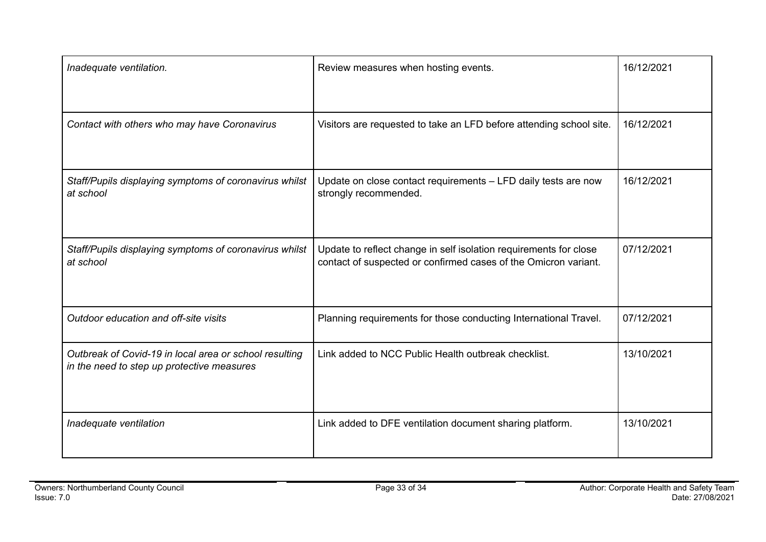| | | |
|---|---|---|
| *Inadequate ventilation.* | Review measures when hosting events. | 16/12/2021 |
| *Contact with others who may have Coronavirus* | Visitors are requested to take an LFD before attending school site. | 16/12/2021 |
| *Staff/Pupils displaying symptoms of coronavirus whilst at school* | Update on close contact requirements – LFD daily tests are now strongly recommended. | 16/12/2021 |
| *Staff/Pupils displaying symptoms of coronavirus whilst at school* | Update to reflect change in self isolation requirements for close contact of suspected or confirmed cases of the Omicron variant. | 07/12/2021 |
| *Outdoor education and off-site visits* | Planning requirements for those conducting International Travel. | 07/12/2021 |
| *Outbreak of Covid-19 in local area or school resulting in the need to step up protective measures* | Link added to NCC Public Health outbreak checklist. | 13/10/2021 |
| *Inadequate ventilation* | Link added to DFE ventilation document sharing platform. | 13/10/2021 |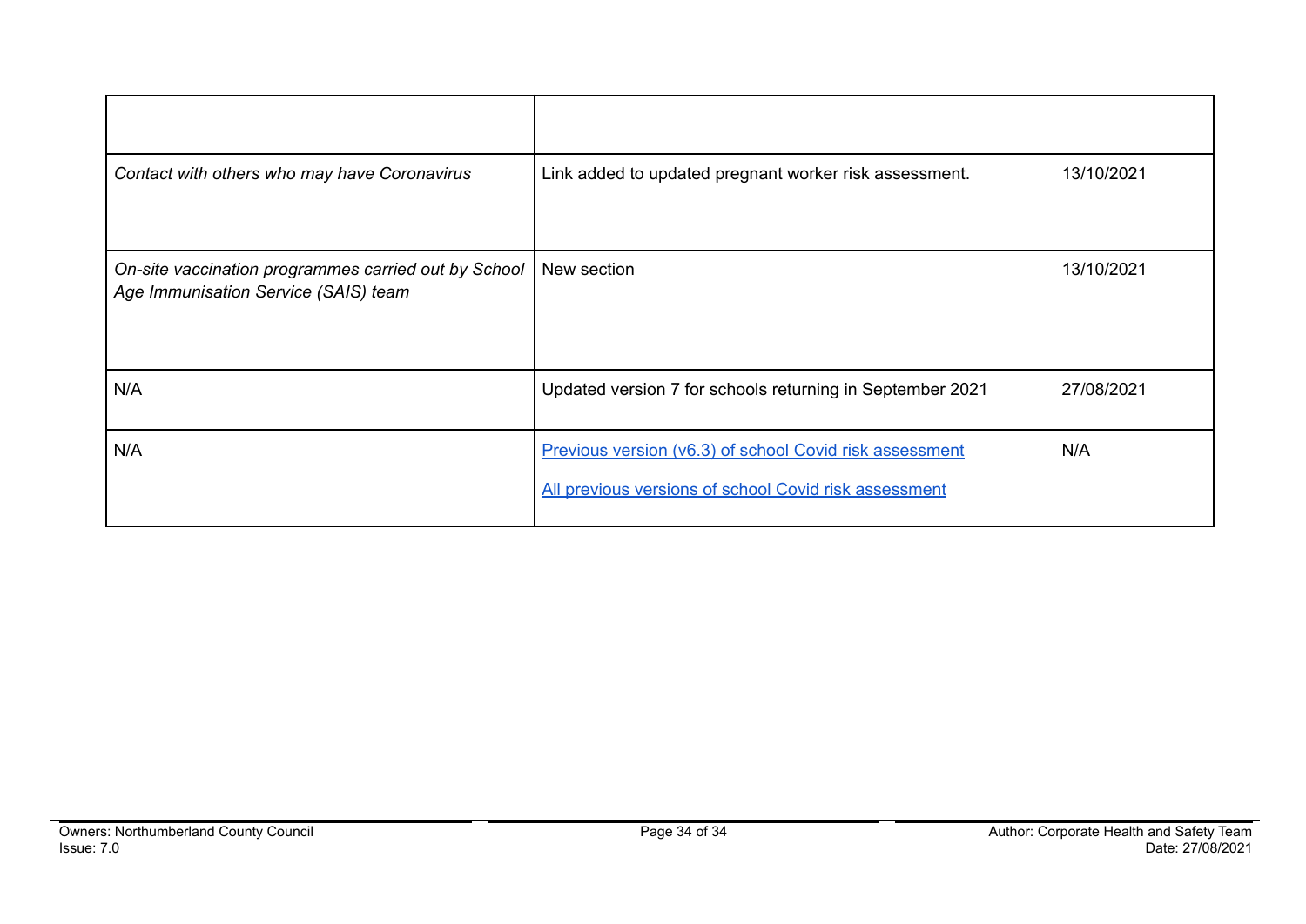| | | |
|---|---|---|
| | | |
| *Contact with others who may have Coronavirus* | Link added to updated pregnant worker risk assessment. | 13/10/2021 |
| *On-site vaccination programmes carried out by School Age Immunisation Service (SAIS) team* | New section | 13/10/2021 |
| N/A | Updated version 7 for schools returning in September 2021 | 27/08/2021 |
| N/A | Previous version (v6.3) of school Covid risk assessment<br><br>All previous versions of school Covid risk assessment | N/A |